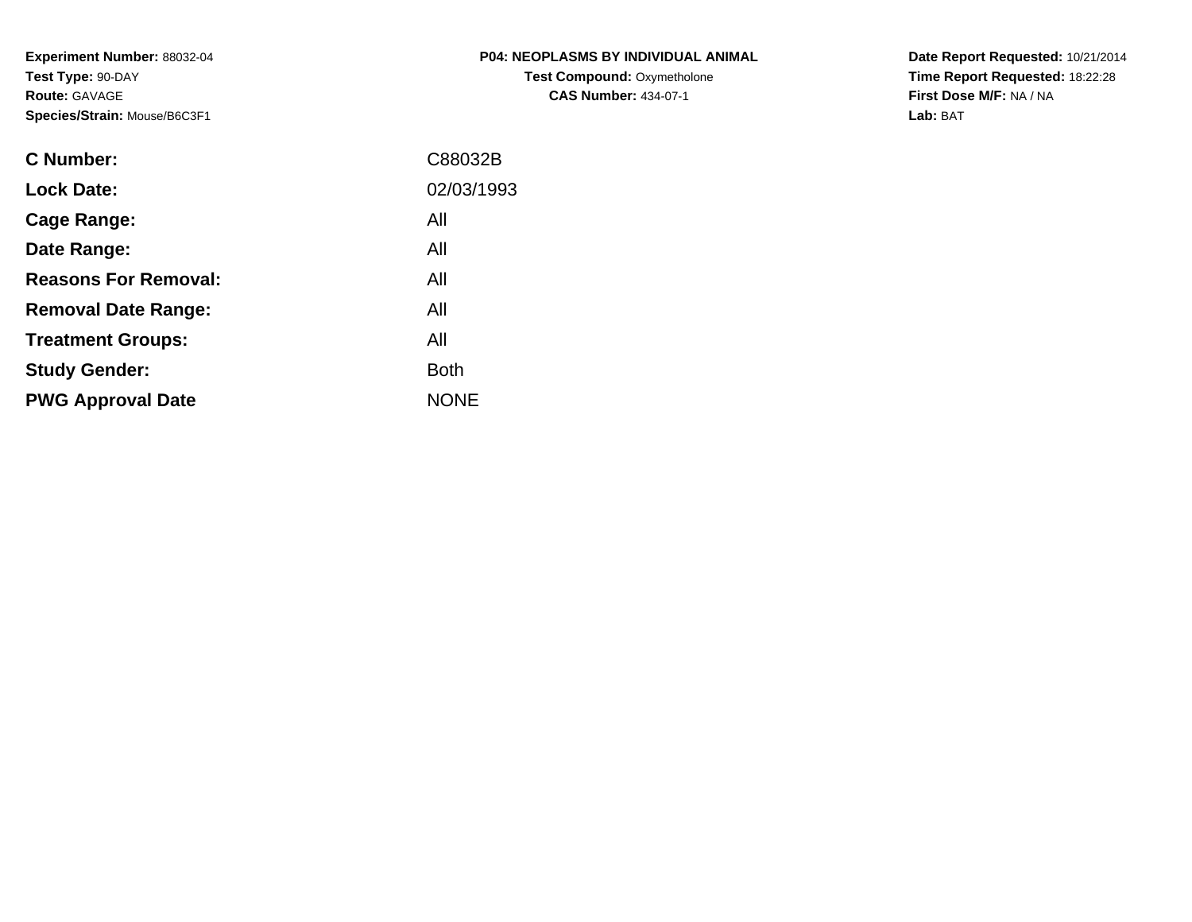**Experiment Number:** 88032-04
**Test Type:** 90-DAY
**Route:** GAVAGE
**Species/Strain:** Mouse/B6C3F1

**P04: NEOPLASMS BY INDIVIDUAL ANIMAL**
**Test Compound:** Oxymetholone
**CAS Number:** 434-07-1

**Date Report Requested:** 10/21/2014
**Time Report Requested:** 18:22:28
**First Dose M/F:** NA / NA
**Lab:** BAT

| | |
|---|---|
| **C Number:** | C88032B |
| **Lock Date:** | 02/03/1993 |
| **Cage Range:** | All |
| **Date Range:** | All |
| **Reasons For Removal:** | All |
| **Removal Date Range:** | All |
| **Treatment Groups:** | All |
| **Study Gender:** | Both |
| **PWG Approval Date** | NONE |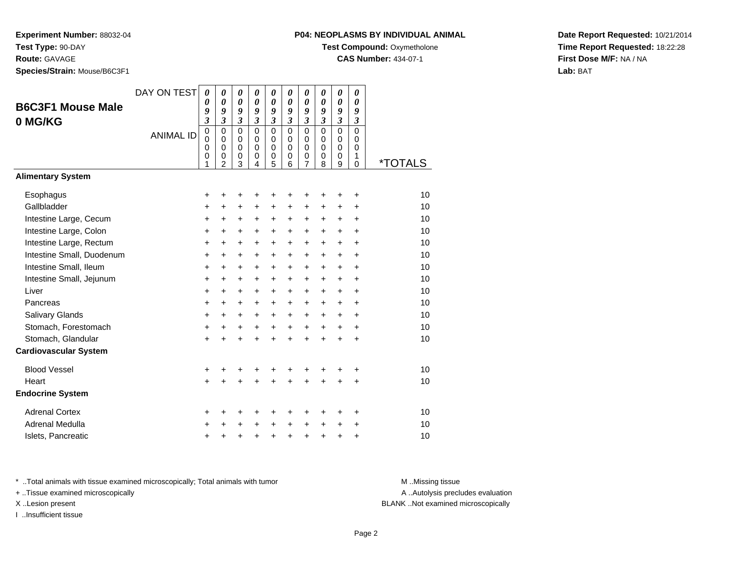**Experiment Number:** 88032-04
**Test Type:** 90-DAY
**Route:** GAVAGE
**Species/Strain:** Mouse/B6C3F1

**P04: NEOPLASMS BY INDIVIDUAL ANIMAL**
**Test Compound:** Oxymetholone
**CAS Number:** 434-07-1

**Date Report Requested:** 10/21/2014
**Time Report Requested:** 18:22:28
**First Dose M/F:** NA / NA
**Lab:** BAT

## B6C3F1 Mouse Male 0 MG/KG

| DAY ON TEST | 0093 | 0093 | 0093 | 0093 | 0093 | 0093 | 0093 | 0093 | 0093 | 0093 | |
|---|---|---|---|---|---|---|---|---|---|---|---|
| **ANIMAL ID** | 00001 | 00002 | 00003 | 00004 | 00005 | 00006 | 00007 | 00008 | 00009 | 00010 | ***TOTALS** |
| **Alimentary System** | | | | | | | | | | | |
| Esophagus | + | + | + | + | + | + | + | + | + | + | 10 |
| Gallbladder | + | + | + | + | + | + | + | + | + | + | 10 |
| Intestine Large, Cecum | + | + | + | + | + | + | + | + | + | + | 10 |
| Intestine Large, Colon | + | + | + | + | + | + | + | + | + | + | 10 |
| Intestine Large, Rectum | + | + | + | + | + | + | + | + | + | + | 10 |
| Intestine Small, Duodenum | + | + | + | + | + | + | + | + | + | + | 10 |
| Intestine Small, Ileum | + | + | + | + | + | + | + | + | + | + | 10 |
| Intestine Small, Jejunum | + | + | + | + | + | + | + | + | + | + | 10 |
| Liver | + | + | + | + | + | + | + | + | + | + | 10 |
| Pancreas | + | + | + | + | + | + | + | + | + | + | 10 |
| Salivary Glands | + | + | + | + | + | + | + | + | + | + | 10 |
| Stomach, Forestomach | + | + | + | + | + | + | + | + | + | + | 10 |
| Stomach, Glandular | + | + | + | + | + | + | + | + | + | + | 10 |
| **Cardiovascular System** | | | | | | | | | | | |
| Blood Vessel | + | + | + | + | + | + | + | + | + | + | 10 |
| Heart | + | + | + | + | + | + | + | + | + | + | 10 |
| **Endocrine System** | | | | | | | | | | | |
| Adrenal Cortex | + | + | + | + | + | + | + | + | + | + | 10 |
| Adrenal Medulla | + | + | + | + | + | + | + | + | + | + | 10 |
| Islets, Pancreatic | + | + | + | + | + | + | + | + | + | + | 10 |

* ..Total animals with tissue examined microscopically; Total animals with tumor
+ ..Tissue examined microscopically
X ..Lesion present
I ..Insufficient tissue

M ..Missing tissue
A ..Autolysis precludes evaluation
BLANK ..Not examined microscopically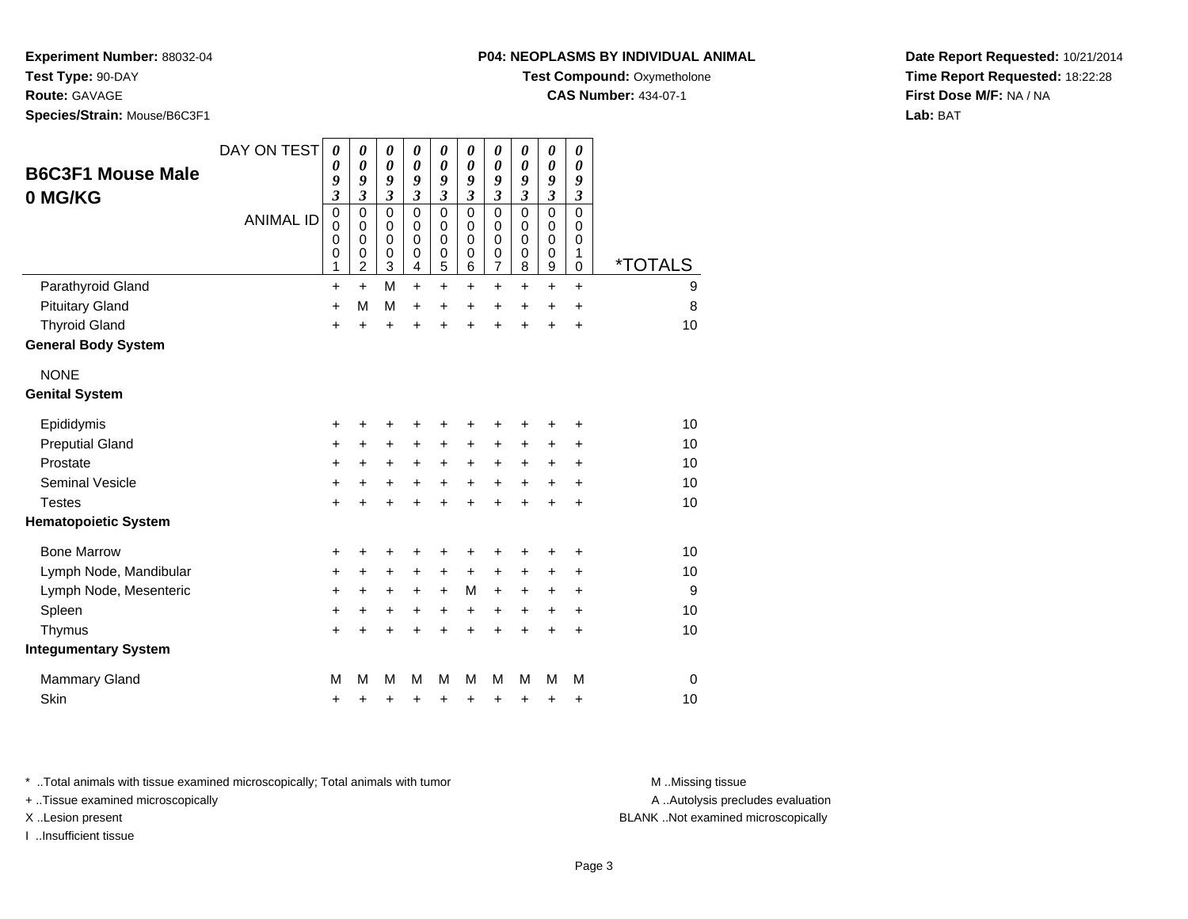**Experiment Number:** 88032-04
**Test Type:** 90-DAY
**Route:** GAVAGE
**Species/Strain:** Mouse/B6C3F1

**P04: NEOPLASMS BY INDIVIDUAL ANIMAL**
**Test Compound:** Oxymetholone
**CAS Number:** 434-07-1

**Date Report Requested:** 10/21/2014
**Time Report Requested:** 18:22:28
**First Dose M/F:** NA / NA
**Lab:** BAT

## B6C3F1 Mouse Male
## 0 MG/KG

| DAY ON TEST | 0093 | 0093 | 0093 | 0093 | 0093 | 0093 | 0093 | 0093 | 0093 | 0093 | |
|---|---|---|---|---|---|---|---|---|---|---|---|
| ANIMAL ID | 00001 | 00002 | 00003 | 00004 | 00005 | 00006 | 00007 | 00008 | 00009 | 00010 | *TOTALS |
| Parathyroid Gland | + | + | M | + | + | + | + | + | + | + | 9 |
| Pituitary Gland | + | M | M | + | + | + | + | + | + | + | 8 |
| Thyroid Gland | + | + | + | + | + | + | + | + | + | + | 10 |
| **General Body System** | | | | | | | | | | | |
| NONE | | | | | | | | | | | |
| **Genital System** | | | | | | | | | | | |
| Epididymis | + | + | + | + | + | + | + | + | + | + | 10 |
| Preputial Gland | + | + | + | + | + | + | + | + | + | + | 10 |
| Prostate | + | + | + | + | + | + | + | + | + | + | 10 |
| Seminal Vesicle | + | + | + | + | + | + | + | + | + | + | 10 |
| Testes | + | + | + | + | + | + | + | + | + | + | 10 |
| **Hematopoietic System** | | | | | | | | | | | |
| Bone Marrow | + | + | + | + | + | + | + | + | + | + | 10 |
| Lymph Node, Mandibular | + | + | + | + | + | + | + | + | + | + | 10 |
| Lymph Node, Mesenteric | + | + | + | + | + | M | + | + | + | + | 9 |
| Spleen | + | + | + | + | + | + | + | + | + | + | 10 |
| Thymus | + | + | + | + | + | + | + | + | + | + | 10 |
| **Integumentary System** | | | | | | | | | | | |
| Mammary Gland | M | M | M | M | M | M | M | M | M | M | 0 |
| Skin | + | + | + | + | + | + | + | + | + | + | 10 |

* ..Total animals with tissue examined microscopically; Total animals with tumor
+ ..Tissue examined microscopically
X ..Lesion present
I ..Insufficient tissue

M ..Missing tissue
A ..Autolysis precludes evaluation
BLANK ..Not examined microscopically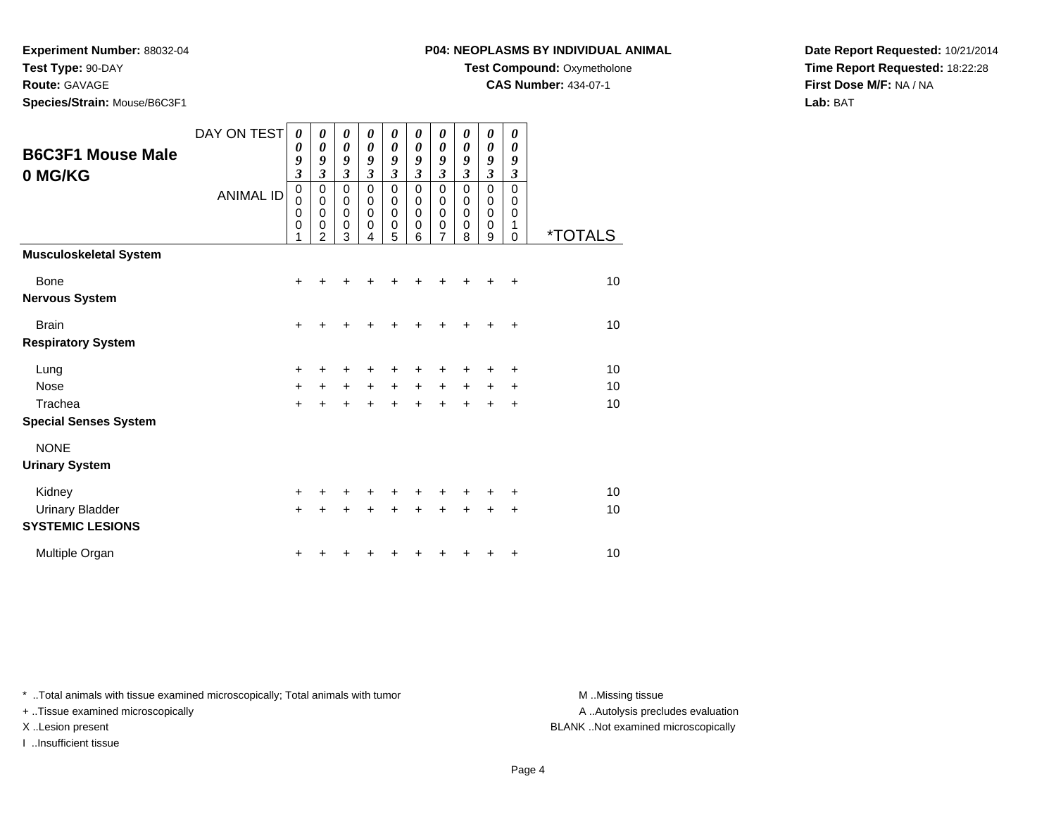**Experiment Number:** 88032-04
**Test Type:** 90-DAY
**Route:** GAVAGE
**Species/Strain:** Mouse/B6C3F1

**P04: NEOPLASMS BY INDIVIDUAL ANIMAL**
**Test Compound:** Oxymetholone
**CAS Number:** 434-07-1

**Date Report Requested:** 10/21/2014
**Time Report Requested:** 18:22:28
**First Dose M/F:** NA / NA
**Lab:** BAT

## B6C3F1 Mouse Male
## 0 MG/KG

| DAY ON TEST | 0093 | 0093 | 0093 | 0093 | 0093 | 0093 | 0093 | 0093 | 0093 | 0093 | |
|---|---|---|---|---|---|---|---|---|---|---|---|
| ANIMAL ID | 00001 | 00002 | 00003 | 00004 | 00005 | 00006 | 00007 | 00008 | 00009 | 00010 | *TOTALS |
| **Musculoskeletal System** | | | | | | | | | | | |
| Bone | + | + | + | + | + | + | + | + | + | + | 10 |
| **Nervous System** | | | | | | | | | | | |
| Brain | + | + | + | + | + | + | + | + | + | + | 10 |
| **Respiratory System** | | | | | | | | | | | |
| Lung | + | + | + | + | + | + | + | + | + | + | 10 |
| Nose | + | + | + | + | + | + | + | + | + | + | 10 |
| Trachea | + | + | + | + | + | + | + | + | + | + | 10 |
| **Special Senses System** | | | | | | | | | | | |
| NONE | | | | | | | | | | | |
| **Urinary System** | | | | | | | | | | | |
| Kidney | + | + | + | + | + | + | + | + | + | + | 10 |
| Urinary Bladder | + | + | + | + | + | + | + | + | + | + | 10 |
| **SYSTEMIC LESIONS** | | | | | | | | | | | |
| Multiple Organ | + | + | + | + | + | + | + | + | + | + | 10 |

* ..Total animals with tissue examined microscopically; Total animals with tumor
+ ..Tissue examined microscopically
X ..Lesion present
I ..Insufficient tissue

M ..Missing tissue
A ..Autolysis precludes evaluation
BLANK ..Not examined microscopically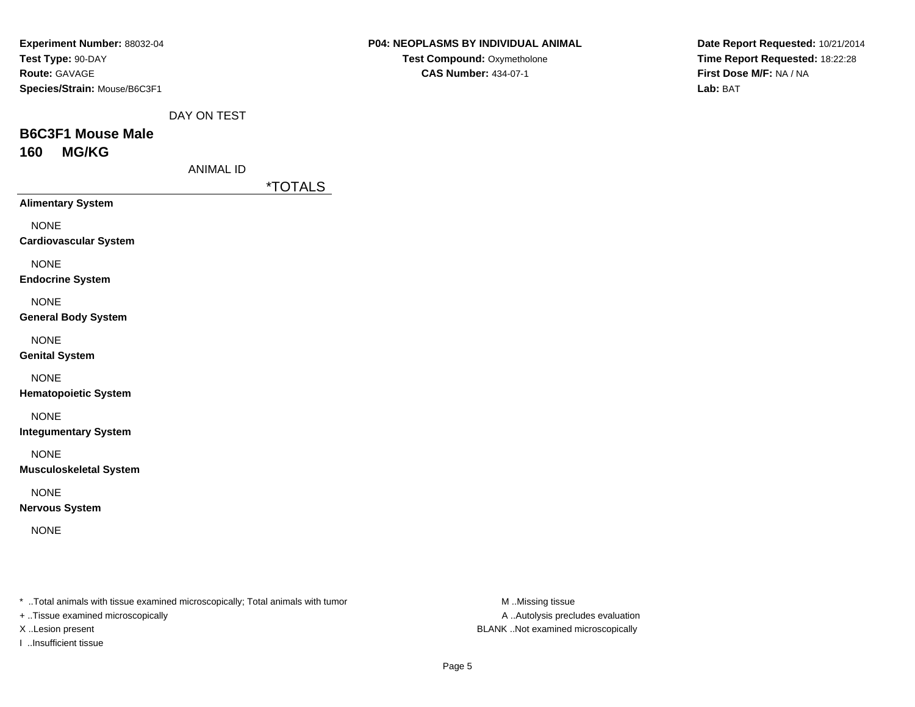**Experiment Number:** 88032-04
**Test Type:** 90-DAY
**Route:** GAVAGE
**Species/Strain:** Mouse/B6C3F1

**P04: NEOPLASMS BY INDIVIDUAL ANIMAL**
**Test Compound:** Oxymetholone
**CAS Number:** 434-07-1

**Date Report Requested:** 10/21/2014
**Time Report Requested:** 18:22:28
**First Dose M/F:** NA / NA
**Lab:** BAT

DAY ON TEST

## B6C3F1 Mouse Male
## 160 MG/KG

ANIMAL ID

| | *TOTALS |
|---|---|
| **Alimentary System** | |
| NONE | |
| **Cardiovascular System** | |
| NONE | |
| **Endocrine System** | |
| NONE | |
| **General Body System** | |
| NONE | |
| **Genital System** | |
| NONE | |
| **Hematopoietic System** | |
| NONE | |
| **Integumentary System** | |
| NONE | |
| **Musculoskeletal System** | |
| NONE | |
| **Nervous System** | |
| NONE | |

* ..Total animals with tissue examined microscopically; Total animals with tumor
+ ..Tissue examined microscopically
X ..Lesion present
I ..Insufficient tissue

M ..Missing tissue
A ..Autolysis precludes evaluation
BLANK ..Not examined microscopically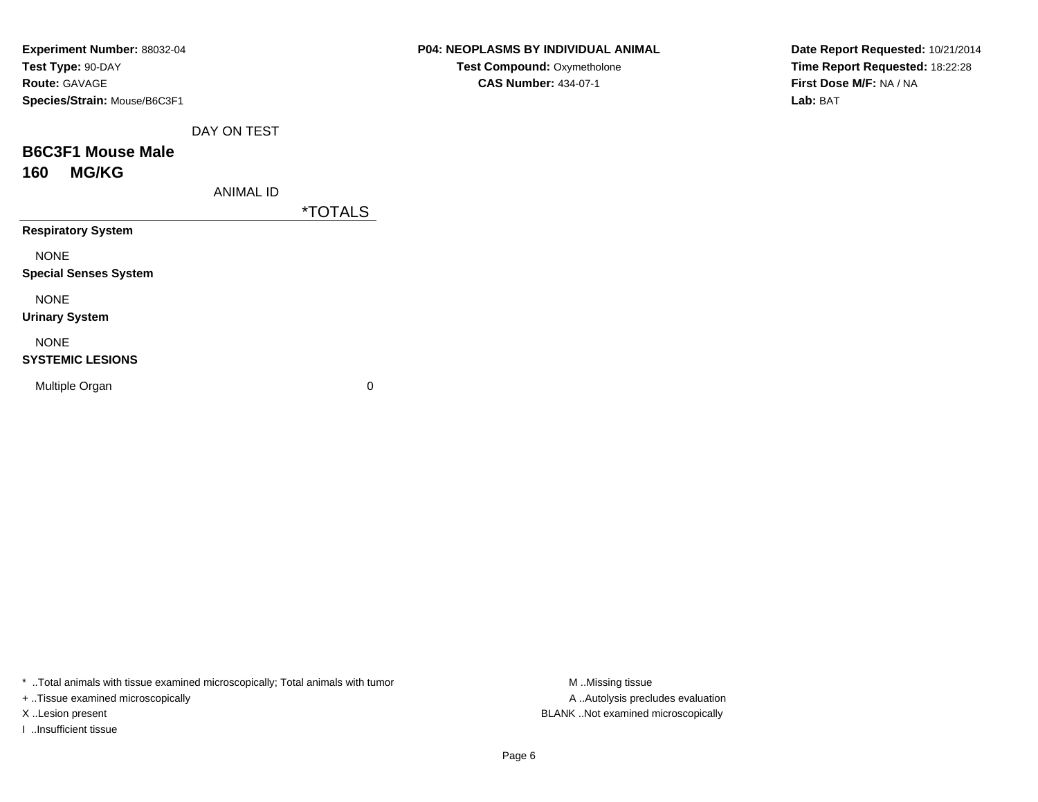**Experiment Number:** 88032-04
**Test Type:** 90-DAY
**Route:** GAVAGE
**Species/Strain:** Mouse/B6C3F1

**P04: NEOPLASMS BY INDIVIDUAL ANIMAL**
**Test Compound:** Oxymetholone
**CAS Number:** 434-07-1

**Date Report Requested:** 10/21/2014
**Time Report Requested:** 18:22:28
**First Dose M/F:** NA / NA
**Lab:** BAT

## B6C3F1 Mouse Male
## 160 MG/KG

| DAY ON TEST / ANIMAL ID | *TOTALS |
|---|---|
| **Respiratory System** | |
| NONE | |
| **Special Senses System** | |
| NONE | |
| **Urinary System** | |
| NONE | |
| **SYSTEMIC LESIONS** | |
| Multiple Organ | 0 |

* ..Total animals with tissue examined microscopically; Total animals with tumor
+ ..Tissue examined microscopically
X ..Lesion present
I ..Insufficient tissue

M ..Missing tissue
A ..Autolysis precludes evaluation
BLANK ..Not examined microscopically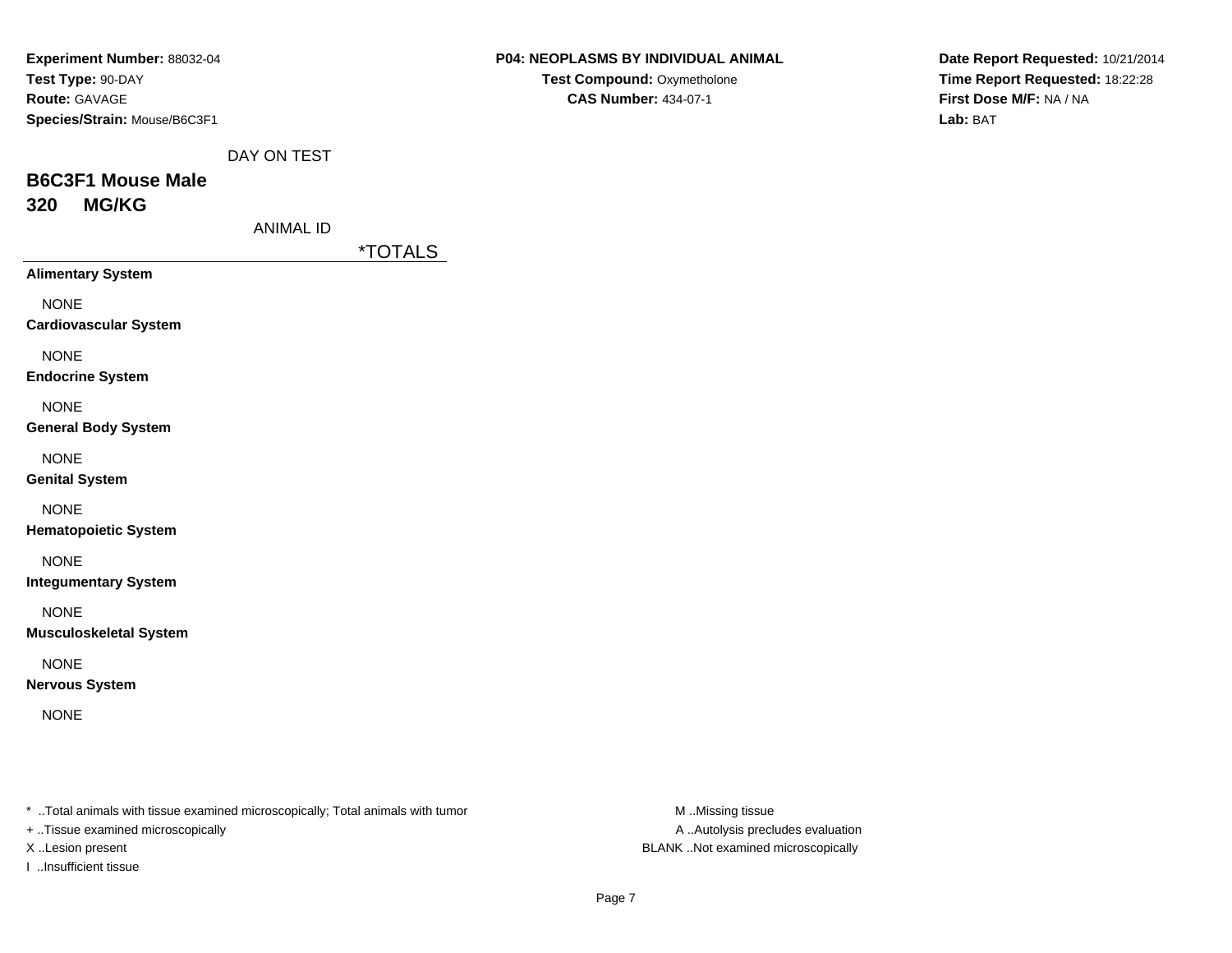**Experiment Number:** 88032-04
**Test Type:** 90-DAY
**Route:** GAVAGE
**Species/Strain:** Mouse/B6C3F1

**P04: NEOPLASMS BY INDIVIDUAL ANIMAL**
**Test Compound:** Oxymetholone
**CAS Number:** 434-07-1

**Date Report Requested:** 10/21/2014
**Time Report Requested:** 18:22:28
**First Dose M/F:** NA / NA
**Lab:** BAT

DAY ON TEST

## B6C3F1 Mouse Male
## 320 MG/KG

ANIMAL ID

| | *TOTALS |
|---|---|
| **Alimentary System** | |
| NONE | |
| **Cardiovascular System** | |
| NONE | |
| **Endocrine System** | |
| NONE | |
| **General Body System** | |
| NONE | |
| **Genital System** | |
| NONE | |
| **Hematopoietic System** | |
| NONE | |
| **Integumentary System** | |
| NONE | |
| **Musculoskeletal System** | |
| NONE | |
| **Nervous System** | |
| NONE | |

* ..Total animals with tissue examined microscopically; Total animals with tumor
+ ..Tissue examined microscopically
X ..Lesion present
I ..Insufficient tissue

M ..Missing tissue
A ..Autolysis precludes evaluation
BLANK ..Not examined microscopically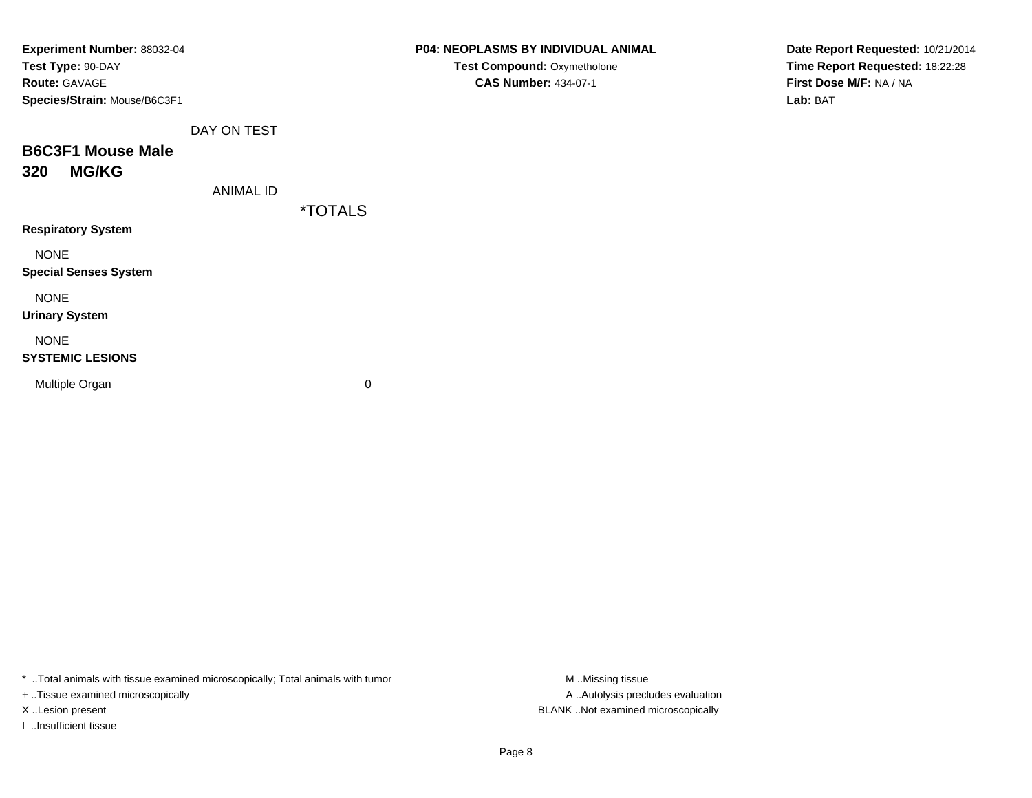**Experiment Number:** 88032-04
**Test Type:** 90-DAY
**Route:** GAVAGE
**Species/Strain:** Mouse/B6C3F1

**P04: NEOPLASMS BY INDIVIDUAL ANIMAL**
**Test Compound:** Oxymetholone
**CAS Number:** 434-07-1

**Date Report Requested:** 10/21/2014
**Time Report Requested:** 18:22:28
**First Dose M/F:** NA / NA
**Lab:** BAT

DAY ON TEST

## B6C3F1 Mouse Male
## 320 MG/KG

| ANIMAL ID | *TOTALS |
|---|---|
| **Respiratory System** | |
| NONE | |
| **Special Senses System** | |
| NONE | |
| **Urinary System** | |
| NONE | |
| **SYSTEMIC LESIONS** | |
| Multiple Organ | 0 |

* ..Total animals with tissue examined microscopically; Total animals with tumor
+ ..Tissue examined microscopically
X ..Lesion present
I ..Insufficient tissue

M ..Missing tissue
A ..Autolysis precludes evaluation
BLANK ..Not examined microscopically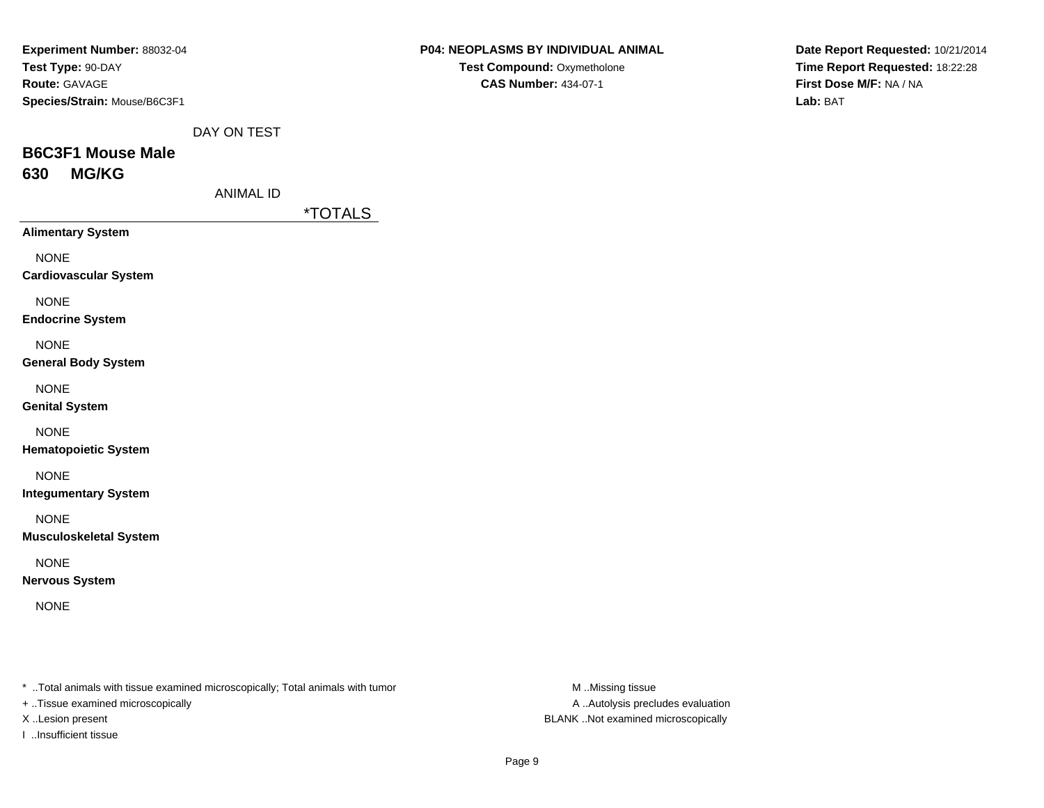**Experiment Number:** 88032-04
**Test Type:** 90-DAY
**Route:** GAVAGE
**Species/Strain:** Mouse/B6C3F1

**P04: NEOPLASMS BY INDIVIDUAL ANIMAL**
**Test Compound:** Oxymetholone
**CAS Number:** 434-07-1

**Date Report Requested:** 10/21/2014
**Time Report Requested:** 18:22:28
**First Dose M/F:** NA / NA
**Lab:** BAT

DAY ON TEST

## B6C3F1 Mouse Male
## 630 MG/KG

ANIMAL ID

| | *TOTALS |
|---|---|
| **Alimentary System** | |
| NONE | |
| **Cardiovascular System** | |
| NONE | |
| **Endocrine System** | |
| NONE | |
| **General Body System** | |
| NONE | |
| **Genital System** | |
| NONE | |
| **Hematopoietic System** | |
| NONE | |
| **Integumentary System** | |
| NONE | |
| **Musculoskeletal System** | |
| NONE | |
| **Nervous System** | |
| NONE | |

* ..Total animals with tissue examined microscopically; Total animals with tumor
+ ..Tissue examined microscopically
X ..Lesion present
I ..Insufficient tissue

M ..Missing tissue
A ..Autolysis precludes evaluation
BLANK ..Not examined microscopically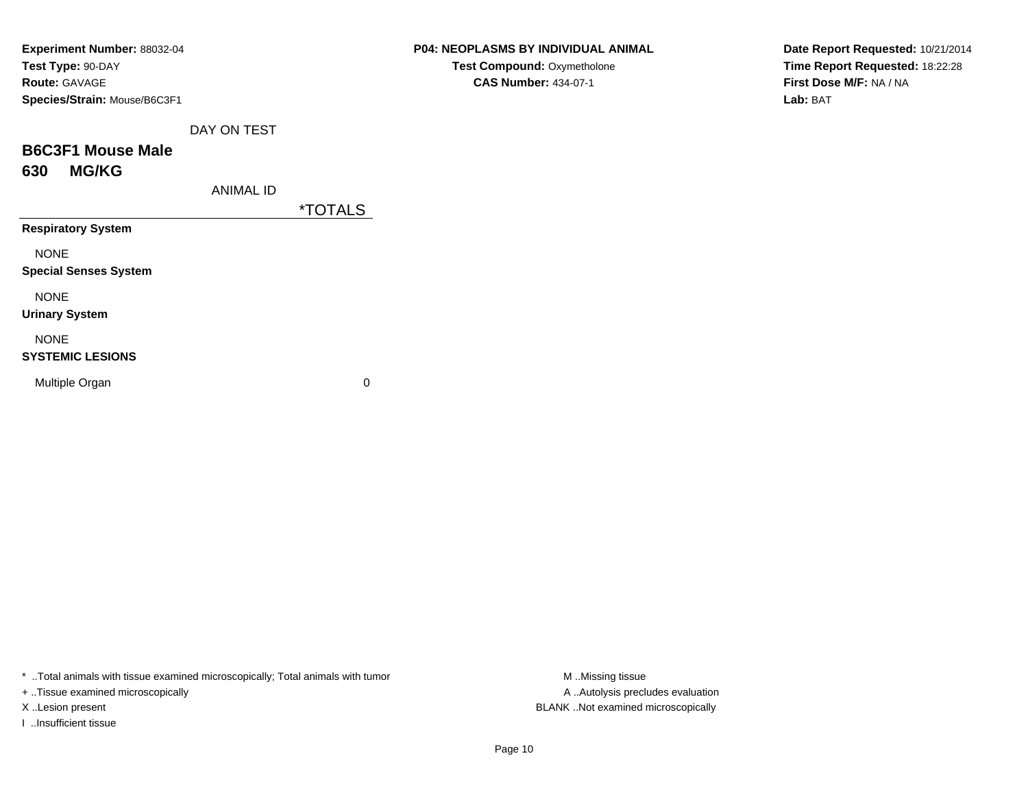**Experiment Number:** 88032-04
**Test Type:** 90-DAY
**Route:** GAVAGE
**Species/Strain:** Mouse/B6C3F1

**P04: NEOPLASMS BY INDIVIDUAL ANIMAL**
**Test Compound:** Oxymetholone
**CAS Number:** 434-07-1

**Date Report Requested:** 10/21/2014
**Time Report Requested:** 18:22:28
**First Dose M/F:** NA / NA
**Lab:** BAT

DAY ON TEST

## B6C3F1 Mouse Male
## 630 MG/KG

ANIMAL ID

| | *TOTALS |
|---|---|
| **Respiratory System** | |
| NONE | |
| **Special Senses System** | |
| NONE | |
| **Urinary System** | |
| NONE | |
| **SYSTEMIC LESIONS** | |
| Multiple Organ | 0 |

* ..Total animals with tissue examined microscopically; Total animals with tumor
+ ..Tissue examined microscopically
X ..Lesion present
I ..Insufficient tissue

M ..Missing tissue
A ..Autolysis precludes evaluation
BLANK ..Not examined microscopically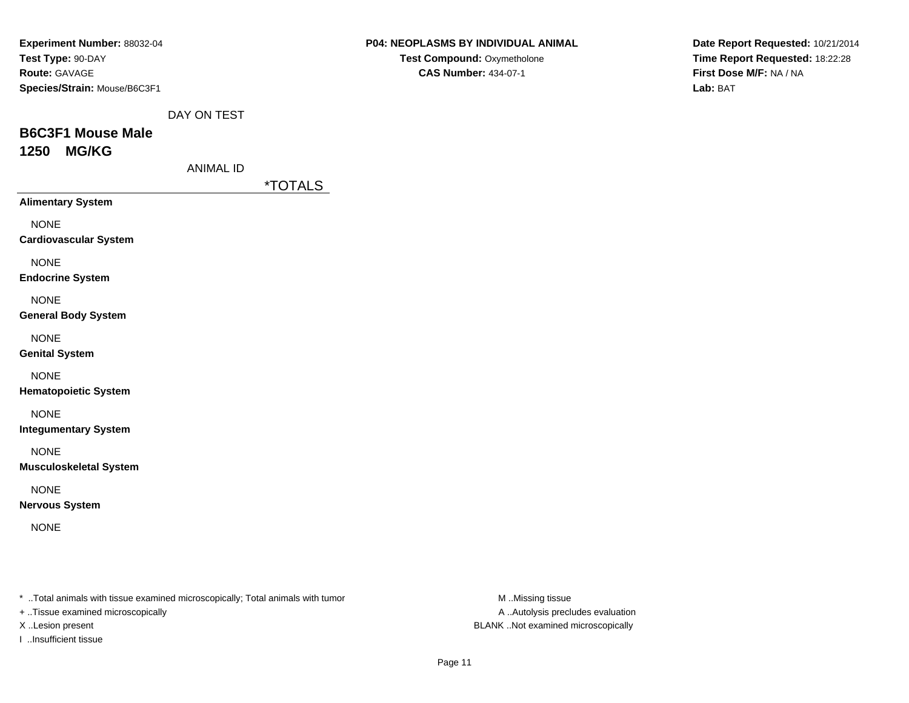**Experiment Number:** 88032-04
**Test Type:** 90-DAY
**Route:** GAVAGE
**Species/Strain:** Mouse/B6C3F1

**P04: NEOPLASMS BY INDIVIDUAL ANIMAL**
**Test Compound:** Oxymetholone
**CAS Number:** 434-07-1

**Date Report Requested:** 10/21/2014
**Time Report Requested:** 18:22:28
**First Dose M/F:** NA / NA
**Lab:** BAT

DAY ON TEST

## B6C3F1 Mouse Male
## 1250 MG/KG

ANIMAL ID

| | *TOTALS |
|---|---|
| **Alimentary System** | |
| NONE | |
| **Cardiovascular System** | |
| NONE | |
| **Endocrine System** | |
| NONE | |
| **General Body System** | |
| NONE | |
| **Genital System** | |
| NONE | |
| **Hematopoietic System** | |
| NONE | |
| **Integumentary System** | |
| NONE | |
| **Musculoskeletal System** | |
| NONE | |
| **Nervous System** | |
| NONE | |

* ..Total animals with tissue examined microscopically; Total animals with tumor
+ ..Tissue examined microscopically
X ..Lesion present
I ..Insufficient tissue

M ..Missing tissue
A ..Autolysis precludes evaluation
BLANK ..Not examined microscopically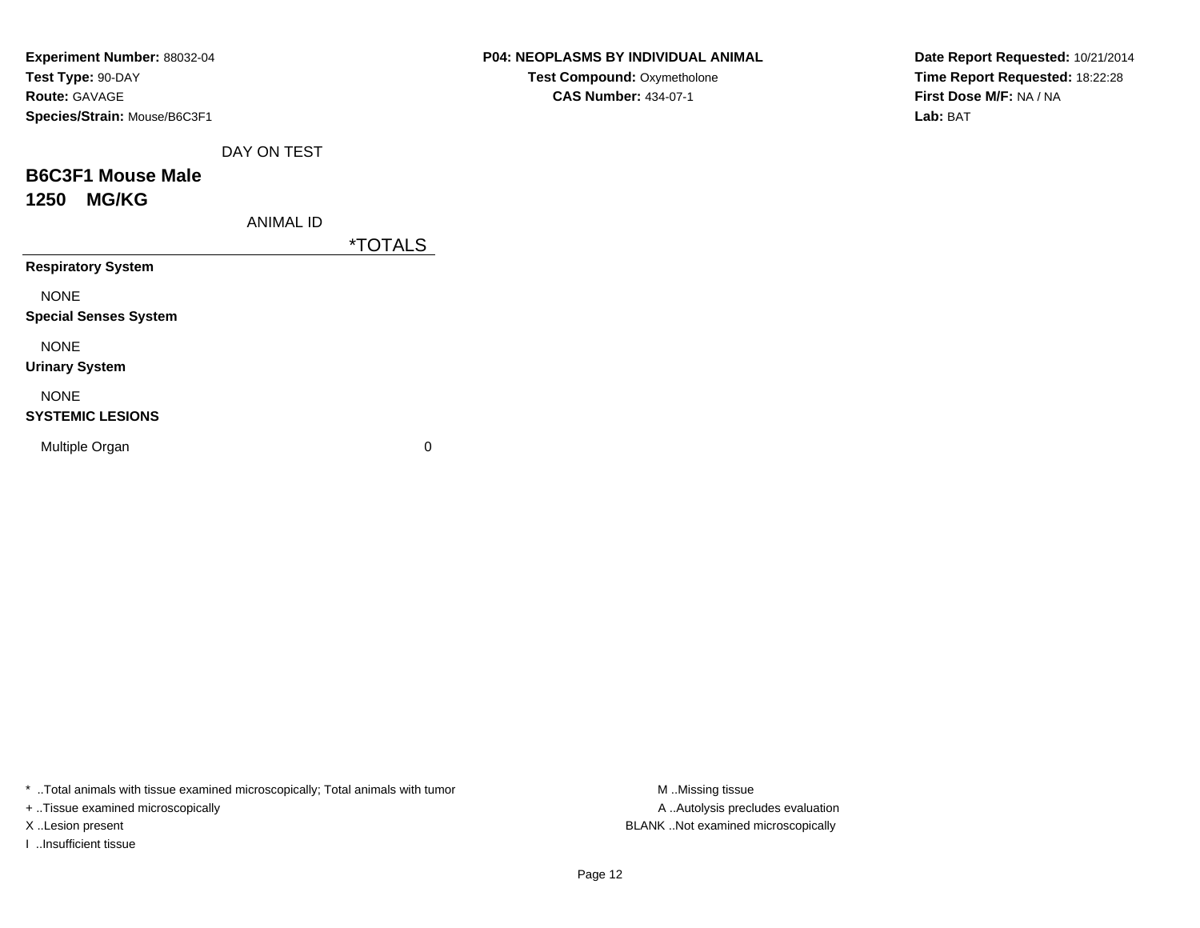**Experiment Number:** 88032-04
**Test Type:** 90-DAY
**Route:** GAVAGE
**Species/Strain:** Mouse/B6C3F1

**P04: NEOPLASMS BY INDIVIDUAL ANIMAL**
**Test Compound:** Oxymetholone
**CAS Number:** 434-07-1

**Date Report Requested:** 10/21/2014
**Time Report Requested:** 18:22:28
**First Dose M/F:** NA / NA
**Lab:** BAT

DAY ON TEST

## B6C3F1 Mouse Male
## 1250 MG/KG

ANIMAL ID

| | *TOTALS |
|---|---|
| **Respiratory System** | |
| NONE | |
| **Special Senses System** | |
| NONE | |
| **Urinary System** | |
| NONE | |
| **SYSTEMIC LESIONS** | |
| Multiple Organ | 0 |

* ..Total animals with tissue examined microscopically; Total animals with tumor
+ ..Tissue examined microscopically
X ..Lesion present
I ..Insufficient tissue

M ..Missing tissue
A ..Autolysis precludes evaluation
BLANK ..Not examined microscopically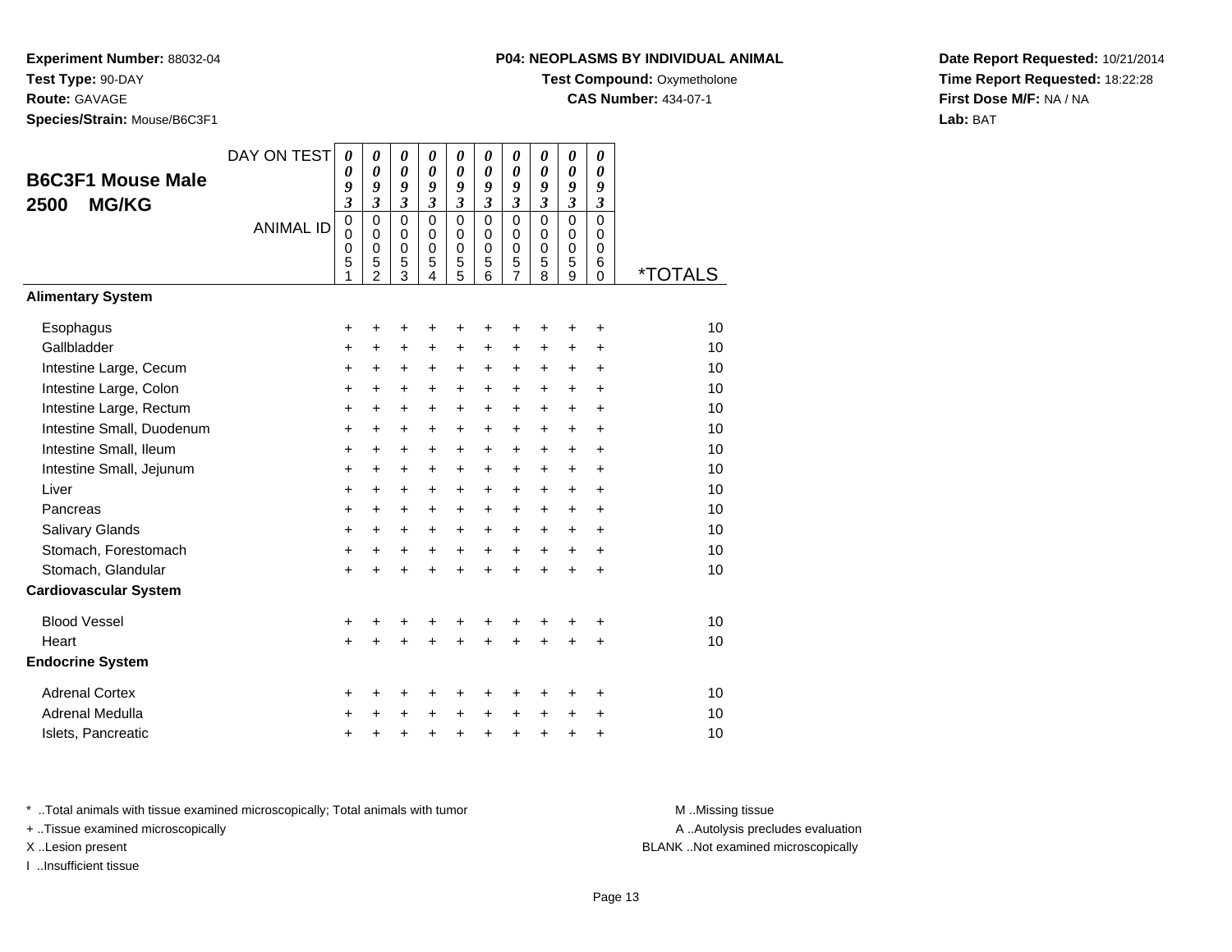**Experiment Number:** 88032-04
**Test Type:** 90-DAY
**Route:** GAVAGE
**Species/Strain:** Mouse/B6C3F1

**P04: NEOPLASMS BY INDIVIDUAL ANIMAL**
**Test Compound:** Oxymetholone
**CAS Number:** 434-07-1

**Date Report Requested:** 10/21/2014
**Time Report Requested:** 18:22:28
**First Dose M/F:** NA / NA
**Lab:** BAT

## B6C3F1 Mouse Male 2500 MG/KG

| DAY ON TEST | 0093 | 0093 | 0093 | 0093 | 0093 | 0093 | 0093 | 0093 | 0093 | 0093 | |
|---|---|---|---|---|---|---|---|---|---|---|---|
| ANIMAL ID | 00051 | 00052 | 00053 | 00054 | 00055 | 00056 | 00057 | 00058 | 00059 | 00060 | *TOTALS |
| **Alimentary System** | | | | | | | | | | | |
| Esophagus | + | + | + | + | + | + | + | + | + | + | 10 |
| Gallbladder | + | + | + | + | + | + | + | + | + | + | 10 |
| Intestine Large, Cecum | + | + | + | + | + | + | + | + | + | + | 10 |
| Intestine Large, Colon | + | + | + | + | + | + | + | + | + | + | 10 |
| Intestine Large, Rectum | + | + | + | + | + | + | + | + | + | + | 10 |
| Intestine Small, Duodenum | + | + | + | + | + | + | + | + | + | + | 10 |
| Intestine Small, Ileum | + | + | + | + | + | + | + | + | + | + | 10 |
| Intestine Small, Jejunum | + | + | + | + | + | + | + | + | + | + | 10 |
| Liver | + | + | + | + | + | + | + | + | + | + | 10 |
| Pancreas | + | + | + | + | + | + | + | + | + | + | 10 |
| Salivary Glands | + | + | + | + | + | + | + | + | + | + | 10 |
| Stomach, Forestomach | + | + | + | + | + | + | + | + | + | + | 10 |
| Stomach, Glandular | + | + | + | + | + | + | + | + | + | + | 10 |
| **Cardiovascular System** | | | | | | | | | | | |
| Blood Vessel | + | + | + | + | + | + | + | + | + | + | 10 |
| Heart | + | + | + | + | + | + | + | + | + | + | 10 |
| **Endocrine System** | | | | | | | | | | | |
| Adrenal Cortex | + | + | + | + | + | + | + | + | + | + | 10 |
| Adrenal Medulla | + | + | + | + | + | + | + | + | + | + | 10 |
| Islets, Pancreatic | + | + | + | + | + | + | + | + | + | + | 10 |

* ..Total animals with tissue examined microscopically; Total animals with tumor
+ ..Tissue examined microscopically
X ..Lesion present
I ..Insufficient tissue

M ..Missing tissue
A ..Autolysis precludes evaluation
BLANK ..Not examined microscopically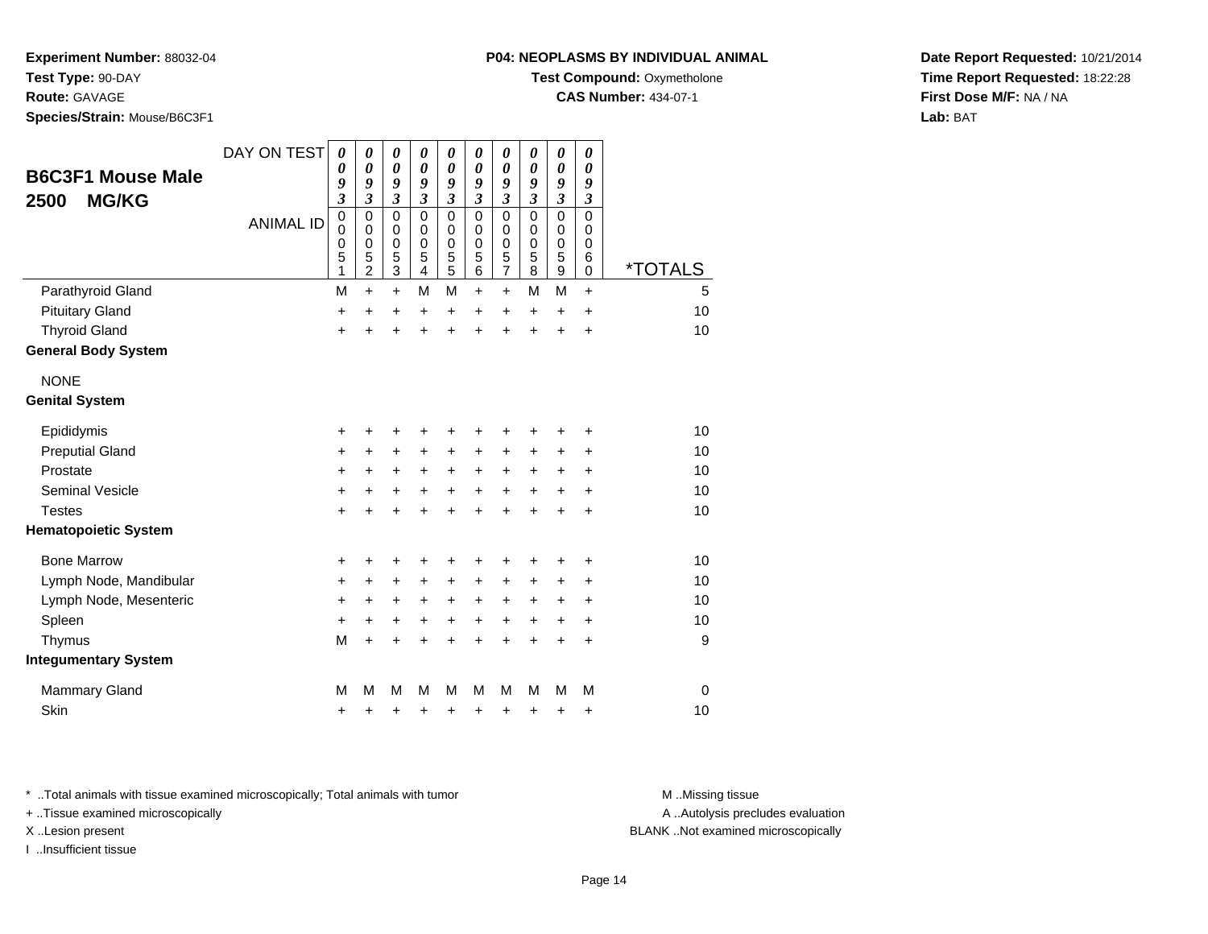**Experiment Number:** 88032-04
**Test Type:** 90-DAY
**Route:** GAVAGE
**Species/Strain:** Mouse/B6C3F1

**P04: NEOPLASMS BY INDIVIDUAL ANIMAL**
**Test Compound:** Oxymetholone
**CAS Number:** 434-07-1

**Date Report Requested:** 10/21/2014
**Time Report Requested:** 18:22:28
**First Dose M/F:** NA / NA
**Lab:** BAT

## B6C3F1 Mouse Male 2500 MG/KG

| DAY ON TEST | 0093 | 0093 | 0093 | 0093 | 0093 | 0093 | 0093 | 0093 | 0093 | 0093 | |
|---|---|---|---|---|---|---|---|---|---|---|---|
| ANIMAL ID | 00051 | 00052 | 00053 | 00054 | 00055 | 00056 | 00057 | 00058 | 00059 | 00060 | *TOTALS |
| Parathyroid Gland | M | + | + | M | M | + | + | M | M | + | 5 |
| Pituitary Gland | + | + | + | + | + | + | + | + | + | + | 10 |
| Thyroid Gland | + | + | + | + | + | + | + | + | + | + | 10 |
| **General Body System** | | | | | | | | | | | |
| NONE | | | | | | | | | | | |
| **Genital System** | | | | | | | | | | | |
| Epididymis | + | + | + | + | + | + | + | + | + | + | 10 |
| Preputial Gland | + | + | + | + | + | + | + | + | + | + | 10 |
| Prostate | + | + | + | + | + | + | + | + | + | + | 10 |
| Seminal Vesicle | + | + | + | + | + | + | + | + | + | + | 10 |
| Testes | + | + | + | + | + | + | + | + | + | + | 10 |
| **Hematopoietic System** | | | | | | | | | | | |
| Bone Marrow | + | + | + | + | + | + | + | + | + | + | 10 |
| Lymph Node, Mandibular | + | + | + | + | + | + | + | + | + | + | 10 |
| Lymph Node, Mesenteric | + | + | + | + | + | + | + | + | + | + | 10 |
| Spleen | + | + | + | + | + | + | + | + | + | + | 10 |
| Thymus | M | + | + | + | + | + | + | + | + | + | 9 |
| **Integumentary System** | | | | | | | | | | | |
| Mammary Gland | M | M | M | M | M | M | M | M | M | M | 0 |
| Skin | + | + | + | + | + | + | + | + | + | + | 10 |

* ..Total animals with tissue examined microscopically; Total animals with tumor
+ ..Tissue examined microscopically
X ..Lesion present
I ..Insufficient tissue

M ..Missing tissue
A ..Autolysis precludes evaluation
BLANK ..Not examined microscopically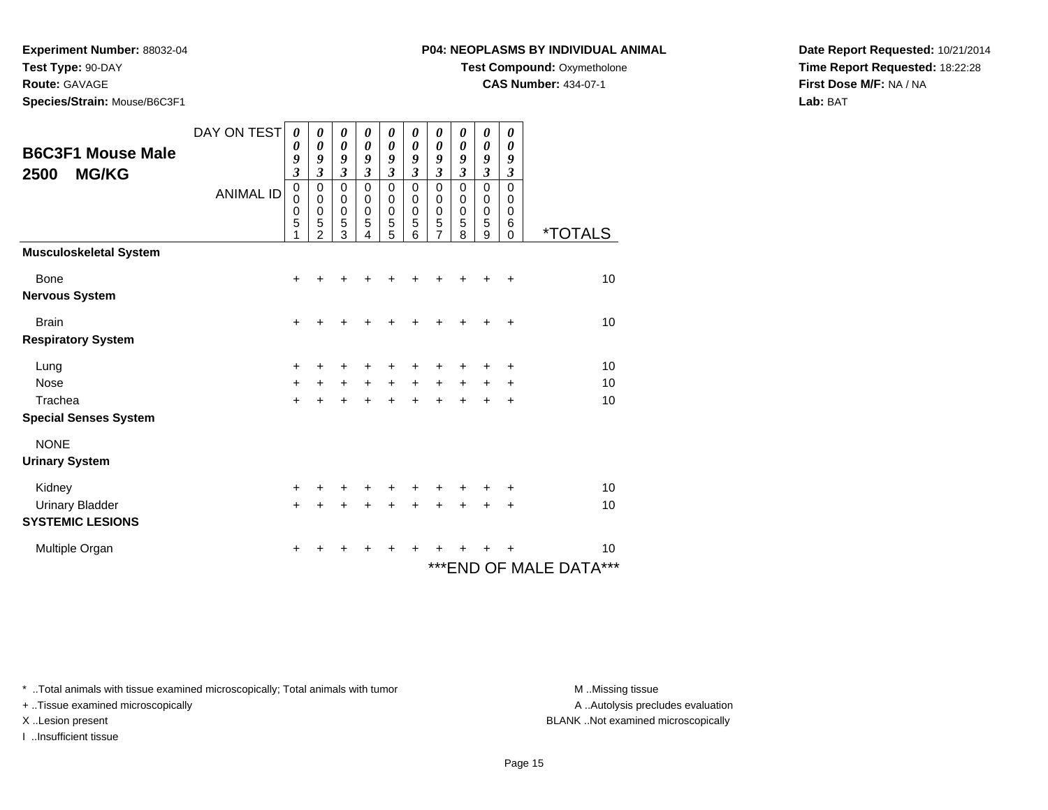**Experiment Number:** 88032-04
**Test Type:** 90-DAY
**Route:** GAVAGE
**Species/Strain:** Mouse/B6C3F1

**P04: NEOPLASMS BY INDIVIDUAL ANIMAL**
**Test Compound:** Oxymetholone
**CAS Number:** 434-07-1

**Date Report Requested:** 10/21/2014
**Time Report Requested:** 18:22:28
**First Dose M/F:** NA / NA
**Lab:** BAT

## B6C3F1 Mouse Male 2500 MG/KG

| DAY ON TEST | 0093 | 0093 | 0093 | 0093 | 0093 | 0093 | 0093 | 0093 | 0093 | 0093 | |
|---|---|---|---|---|---|---|---|---|---|---|---|
| ANIMAL ID | 00051 | 00052 | 00053 | 00054 | 00055 | 00056 | 00057 | 00058 | 00059 | 00060 | *TOTALS |
| **Musculoskeletal System** | | | | | | | | | | | |
| Bone | + | + | + | + | + | + | + | + | + | + | 10 |
| **Nervous System** | | | | | | | | | | | |
| Brain | + | + | + | + | + | + | + | + | + | + | 10 |
| **Respiratory System** | | | | | | | | | | | |
| Lung | + | + | + | + | + | + | + | + | + | + | 10 |
| Nose | + | + | + | + | + | + | + | + | + | + | 10 |
| Trachea | + | + | + | + | + | + | + | + | + | + | 10 |
| **Special Senses System** | | | | | | | | | | | |
| NONE | | | | | | | | | | | |
| **Urinary System** | | | | | | | | | | | |
| Kidney | + | + | + | + | + | + | + | + | + | + | 10 |
| Urinary Bladder | + | + | + | + | + | + | + | + | + | + | 10 |
| **SYSTEMIC LESIONS** | | | | | | | | | | | |
| Multiple Organ | + | + | + | + | + | + | + | + | + | + | 10 |

***END OF MALE DATA***

* ..Total animals with tissue examined microscopically; Total animals with tumor
+ ..Tissue examined microscopically
X ..Lesion present
I ..Insufficient tissue

M ..Missing tissue
A ..Autolysis precludes evaluation
BLANK ..Not examined microscopically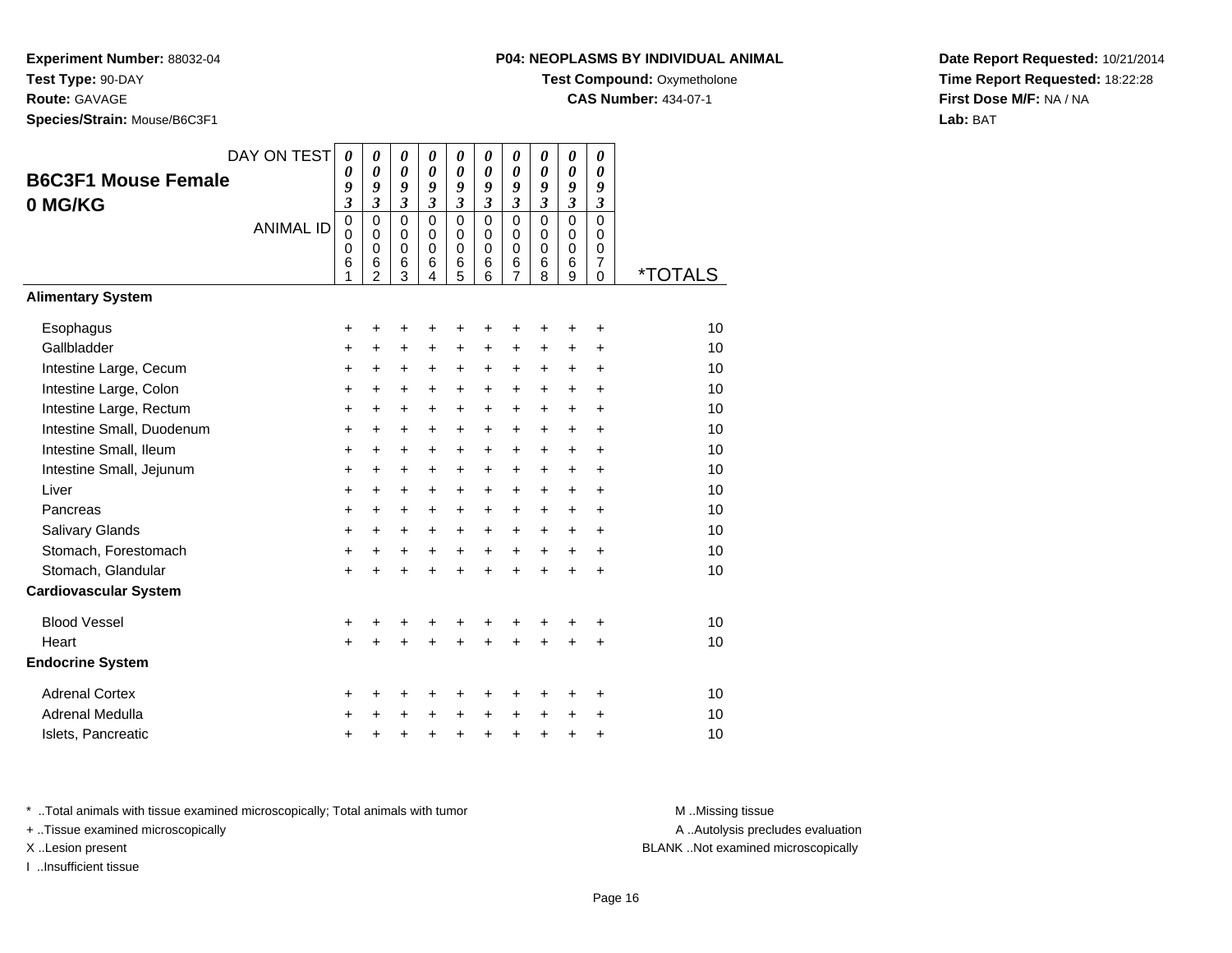**Experiment Number:** 88032-04
**Test Type:** 90-DAY
**Route:** GAVAGE
**Species/Strain:** Mouse/B6C3F1

**P04: NEOPLASMS BY INDIVIDUAL ANIMAL**
**Test Compound:** Oxymetholone
**CAS Number:** 434-07-1

**Date Report Requested:** 10/21/2014
**Time Report Requested:** 18:22:28
**First Dose M/F:** NA / NA
**Lab:** BAT

## B6C3F1 Mouse Female 0 MG/KG

| DAY ON TEST | 0093 | 0093 | 0093 | 0093 | 0093 | 0093 | 0093 | 0093 | 0093 | 0093 | |
|---|---|---|---|---|---|---|---|---|---|---|---|
| ANIMAL ID | 00061 | 00062 | 00063 | 00064 | 00065 | 00066 | 00067 | 00068 | 00069 | 00070 | *TOTALS |
| **Alimentary System** | | | | | | | | | | | |
| Esophagus | + | + | + | + | + | + | + | + | + | + | 10 |
| Gallbladder | + | + | + | + | + | + | + | + | + | + | 10 |
| Intestine Large, Cecum | + | + | + | + | + | + | + | + | + | + | 10 |
| Intestine Large, Colon | + | + | + | + | + | + | + | + | + | + | 10 |
| Intestine Large, Rectum | + | + | + | + | + | + | + | + | + | + | 10 |
| Intestine Small, Duodenum | + | + | + | + | + | + | + | + | + | + | 10 |
| Intestine Small, Ileum | + | + | + | + | + | + | + | + | + | + | 10 |
| Intestine Small, Jejunum | + | + | + | + | + | + | + | + | + | + | 10 |
| Liver | + | + | + | + | + | + | + | + | + | + | 10 |
| Pancreas | + | + | + | + | + | + | + | + | + | + | 10 |
| Salivary Glands | + | + | + | + | + | + | + | + | + | + | 10 |
| Stomach, Forestomach | + | + | + | + | + | + | + | + | + | + | 10 |
| Stomach, Glandular | + | + | + | + | + | + | + | + | + | + | 10 |
| **Cardiovascular System** | | | | | | | | | | | |
| Blood Vessel | + | + | + | + | + | + | + | + | + | + | 10 |
| Heart | + | + | + | + | + | + | + | + | + | + | 10 |
| **Endocrine System** | | | | | | | | | | | |
| Adrenal Cortex | + | + | + | + | + | + | + | + | + | + | 10 |
| Adrenal Medulla | + | + | + | + | + | + | + | + | + | + | 10 |
| Islets, Pancreatic | + | + | + | + | + | + | + | + | + | + | 10 |

* ..Total animals with tissue examined microscopically; Total animals with tumor
+ ..Tissue examined microscopically
X ..Lesion present
I ..Insufficient tissue

M ..Missing tissue
A ..Autolysis precludes evaluation
BLANK ..Not examined microscopically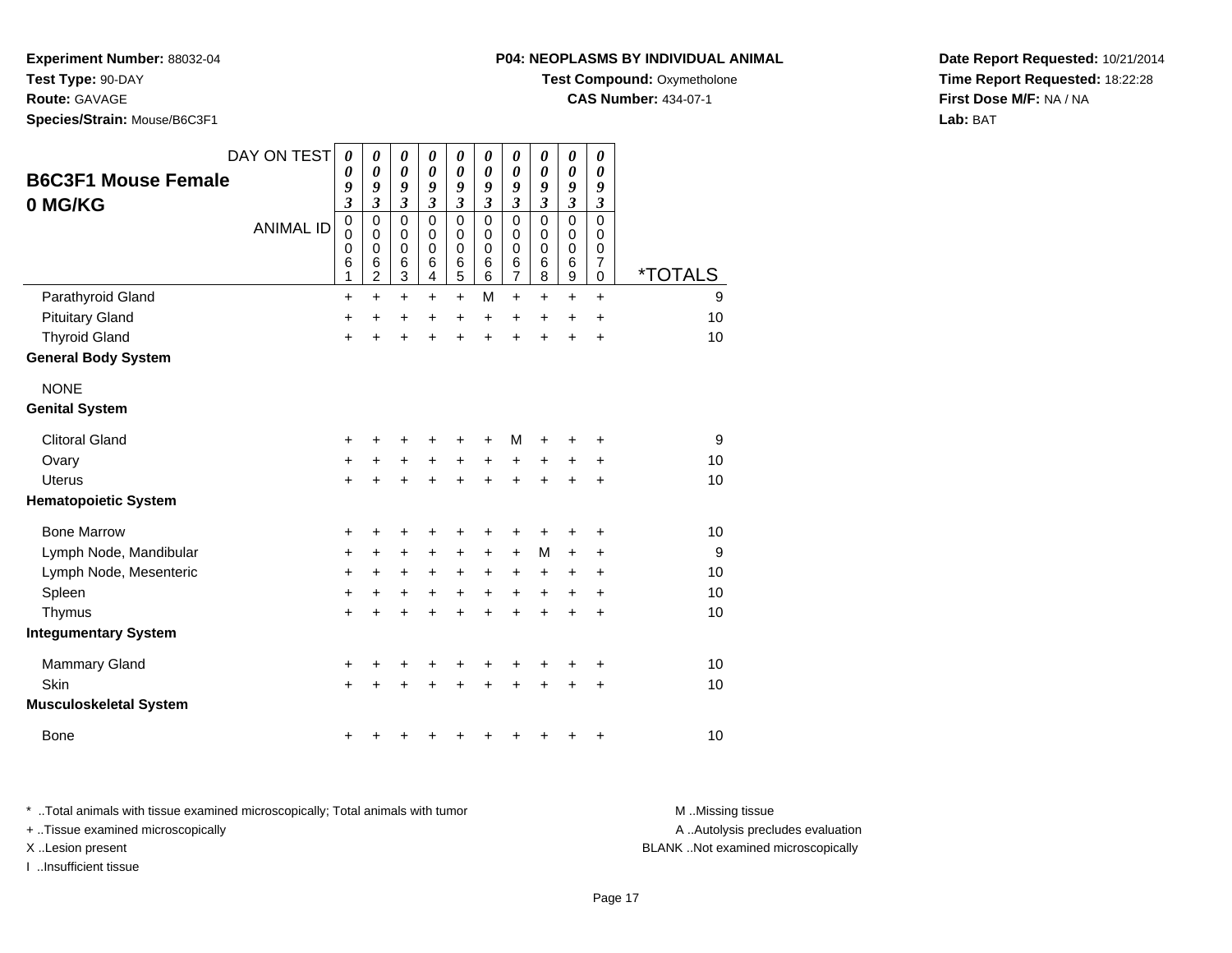**Experiment Number:** 88032-04
**Test Type:** 90-DAY
**Route:** GAVAGE
**Species/Strain:** Mouse/B6C3F1

**P04: NEOPLASMS BY INDIVIDUAL ANIMAL**
**Test Compound:** Oxymetholone
**CAS Number:** 434-07-1

**Date Report Requested:** 10/21/2014
**Time Report Requested:** 18:22:28
**First Dose M/F:** NA / NA
**Lab:** BAT

## B6C3F1 Mouse Female 0 MG/KG

| DAY ON TEST | 0093 | 0093 | 0093 | 0093 | 0093 | 0093 | 0093 | 0093 | 0093 | 0093 | |
|---|---|---|---|---|---|---|---|---|---|---|---|
| **ANIMAL ID** | 00061 | 00062 | 00063 | 00064 | 00065 | 00066 | 00067 | 00068 | 00069 | 00070 | ***TOTALS** |
| Parathyroid Gland | + | + | + | + | + | M | + | + | + | + | 9 |
| Pituitary Gland | + | + | + | + | + | + | + | + | + | + | 10 |
| Thyroid Gland | + | + | + | + | + | + | + | + | + | + | 10 |
| **General Body System** | | | | | | | | | | | |
| NONE | | | | | | | | | | | |
| **Genital System** | | | | | | | | | | | |
| Clitoral Gland | + | + | + | + | + | + | M | + | + | + | 9 |
| Ovary | + | + | + | + | + | + | + | + | + | + | 10 |
| Uterus | + | + | + | + | + | + | + | + | + | + | 10 |
| **Hematopoietic System** | | | | | | | | | | | |
| Bone Marrow | + | + | + | + | + | + | + | + | + | + | 10 |
| Lymph Node, Mandibular | + | + | + | + | + | + | + | M | + | + | 9 |
| Lymph Node, Mesenteric | + | + | + | + | + | + | + | + | + | + | 10 |
| Spleen | + | + | + | + | + | + | + | + | + | + | 10 |
| Thymus | + | + | + | + | + | + | + | + | + | + | 10 |
| **Integumentary System** | | | | | | | | | | | |
| Mammary Gland | + | + | + | + | + | + | + | + | + | + | 10 |
| Skin | + | + | + | + | + | + | + | + | + | + | 10 |
| **Musculoskeletal System** | | | | | | | | | | | |
| Bone | + | + | + | + | + | + | + | + | + | + | 10 |

* ..Total animals with tissue examined microscopically; Total animals with tumor
+ ..Tissue examined microscopically
X ..Lesion present
I ..Insufficient tissue

M ..Missing tissue
A ..Autolysis precludes evaluation
BLANK ..Not examined microscopically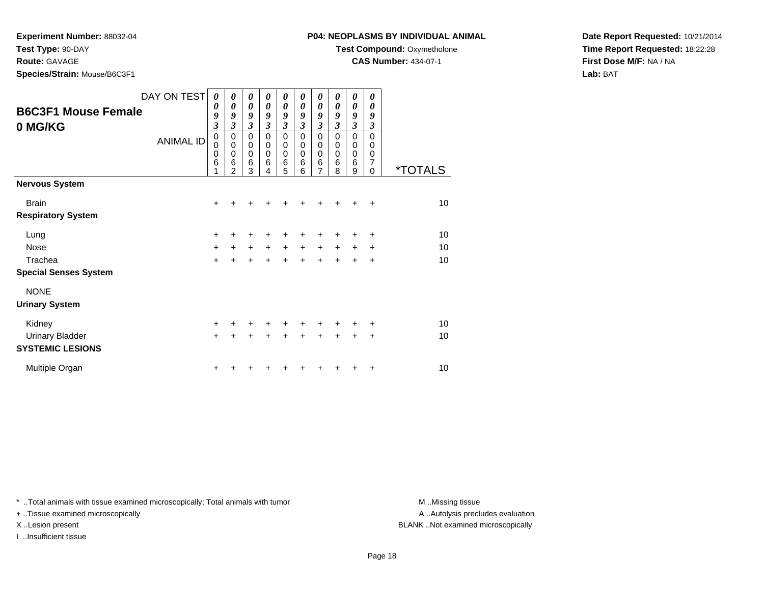**Experiment Number:** 88032-04
**Test Type:** 90-DAY
**Route:** GAVAGE
**Species/Strain:** Mouse/B6C3F1

**P04: NEOPLASMS BY INDIVIDUAL ANIMAL**
**Test Compound:** Oxymetholone
**CAS Number:** 434-07-1

**Date Report Requested:** 10/21/2014
**Time Report Requested:** 18:22:28
**First Dose M/F:** NA / NA
**Lab:** BAT

## B6C3F1 Mouse Female
## 0 MG/KG

| DAY ON TEST | 0093 | 0093 | 0093 | 0093 | 0093 | 0093 | 0093 | 0093 | 0093 | 0093 | |
|---|---|---|---|---|---|---|---|---|---|---|---|
| ANIMAL ID | 00061 | 00062 | 00063 | 00064 | 00065 | 00066 | 00067 | 00068 | 00069 | 00070 | *TOTALS |
| **Nervous System** | | | | | | | | | | | |
| Brain | + | + | + | + | + | + | + | + | + | + | 10 |
| **Respiratory System** | | | | | | | | | | | |
| Lung | + | + | + | + | + | + | + | + | + | + | 10 |
| Nose | + | + | + | + | + | + | + | + | + | + | 10 |
| Trachea | + | + | + | + | + | + | + | + | + | + | 10 |
| **Special Senses System** | | | | | | | | | | | |
| NONE | | | | | | | | | | | |
| **Urinary System** | | | | | | | | | | | |
| Kidney | + | + | + | + | + | + | + | + | + | + | 10 |
| Urinary Bladder | + | + | + | + | + | + | + | + | + | + | 10 |
| **SYSTEMIC LESIONS** | | | | | | | | | | | |
| Multiple Organ | + | + | + | + | + | + | + | + | + | + | 10 |

* ..Total animals with tissue examined microscopically; Total animals with tumor
+ ..Tissue examined microscopically
X ..Lesion present
I ..Insufficient tissue

M ..Missing tissue
A ..Autolysis precludes evaluation
BLANK ..Not examined microscopically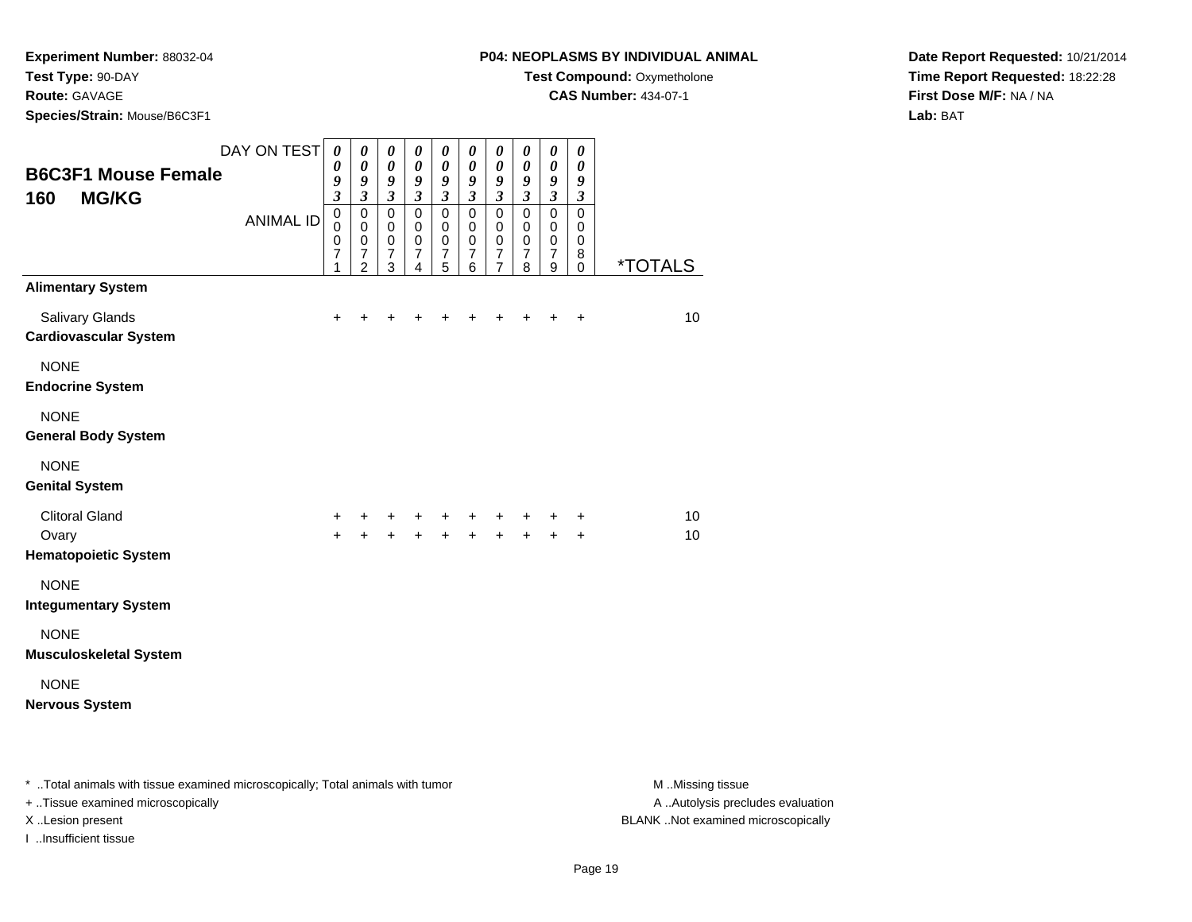**Experiment Number:** 88032-04
**Test Type:** 90-DAY
**Route:** GAVAGE
**Species/Strain:** Mouse/B6C3F1

**P04: NEOPLASMS BY INDIVIDUAL ANIMAL**
**Test Compound:** Oxymetholone
**CAS Number:** 434-07-1

**Date Report Requested:** 10/21/2014
**Time Report Requested:** 18:22:28
**First Dose M/F:** NA / NA
**Lab:** BAT

## B6C3F1 Mouse Female
## 160 MG/KG

| DAY ON TEST | 0093 | 0093 | 0093 | 0093 | 0093 | 0093 | 0093 | 0093 | 0093 | 0093 | |
|---|---|---|---|---|---|---|---|---|---|---|---|
| ANIMAL ID | 00071 | 00072 | 00073 | 00074 | 00075 | 00076 | 00077 | 00078 | 00079 | 00080 | *TOTALS |
| **Alimentary System** | | | | | | | | | | | |
| Salivary Glands | + | + | + | + | + | + | + | + | + | + | 10 |
| **Cardiovascular System** | | | | | | | | | | | |
| NONE | | | | | | | | | | | |
| **Endocrine System** | | | | | | | | | | | |
| NONE | | | | | | | | | | | |
| **General Body System** | | | | | | | | | | | |
| NONE | | | | | | | | | | | |
| **Genital System** | | | | | | | | | | | |
| Clitoral Gland | + | + | + | + | + | + | + | + | + | + | 10 |
| Ovary | + | + | + | + | + | + | + | + | + | + | 10 |
| **Hematopoietic System** | | | | | | | | | | | |
| NONE | | | | | | | | | | | |
| **Integumentary System** | | | | | | | | | | | |
| NONE | | | | | | | | | | | |
| **Musculoskeletal System** | | | | | | | | | | | |
| NONE | | | | | | | | | | | |
| **Nervous System** | | | | | | | | | | | |

\* ..Total animals with tissue examined microscopically; Total animals with tumor
+ ..Tissue examined microscopically
X ..Lesion present
I ..Insufficient tissue

M ..Missing tissue
A ..Autolysis precludes evaluation
BLANK ..Not examined microscopically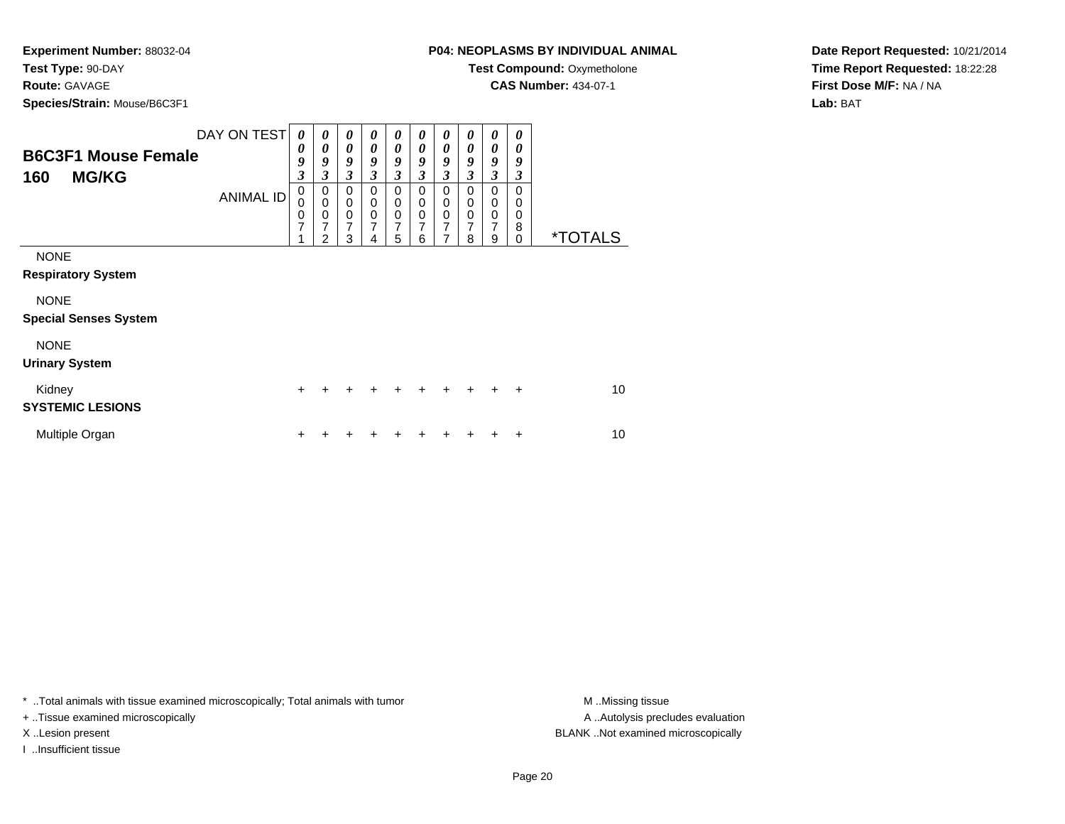**Experiment Number:** 88032-04
**Test Type:** 90-DAY
**Route:** GAVAGE
**Species/Strain:** Mouse/B6C3F1

**P04: NEOPLASMS BY INDIVIDUAL ANIMAL**
**Test Compound:** Oxymetholone
**CAS Number:** 434-07-1

**Date Report Requested:** 10/21/2014
**Time Report Requested:** 18:22:28
**First Dose M/F:** NA / NA
**Lab:** BAT

## B6C3F1 Mouse Female
## 160 MG/KG

| DAY ON TEST | 0093 | 0093 | 0093 | 0093 | 0093 | 0093 | 0093 | 0093 | 0093 | 0093 | |
|---|---|---|---|---|---|---|---|---|---|---|---|
| ANIMAL ID | 00071 | 00072 | 00073 | 00074 | 00075 | 00076 | 00077 | 00078 | 00079 | 00080 | *TOTALS |
| NONE | | | | | | | | | | | |
| **Respiratory System** | | | | | | | | | | | |
| NONE | | | | | | | | | | | |
| **Special Senses System** | | | | | | | | | | | |
| NONE | | | | | | | | | | | |
| **Urinary System** | | | | | | | | | | | |
| Kidney | + | + | + | + | + | + | + | + | + | + | 10 |
| **SYSTEMIC LESIONS** | | | | | | | | | | | |
| Multiple Organ | + | + | + | + | + | + | + | + | + | + | 10 |

* ..Total animals with tissue examined microscopically; Total animals with tumor
+ ..Tissue examined microscopically
X ..Lesion present
I ..Insufficient tissue

M ..Missing tissue
A ..Autolysis precludes evaluation
BLANK ..Not examined microscopically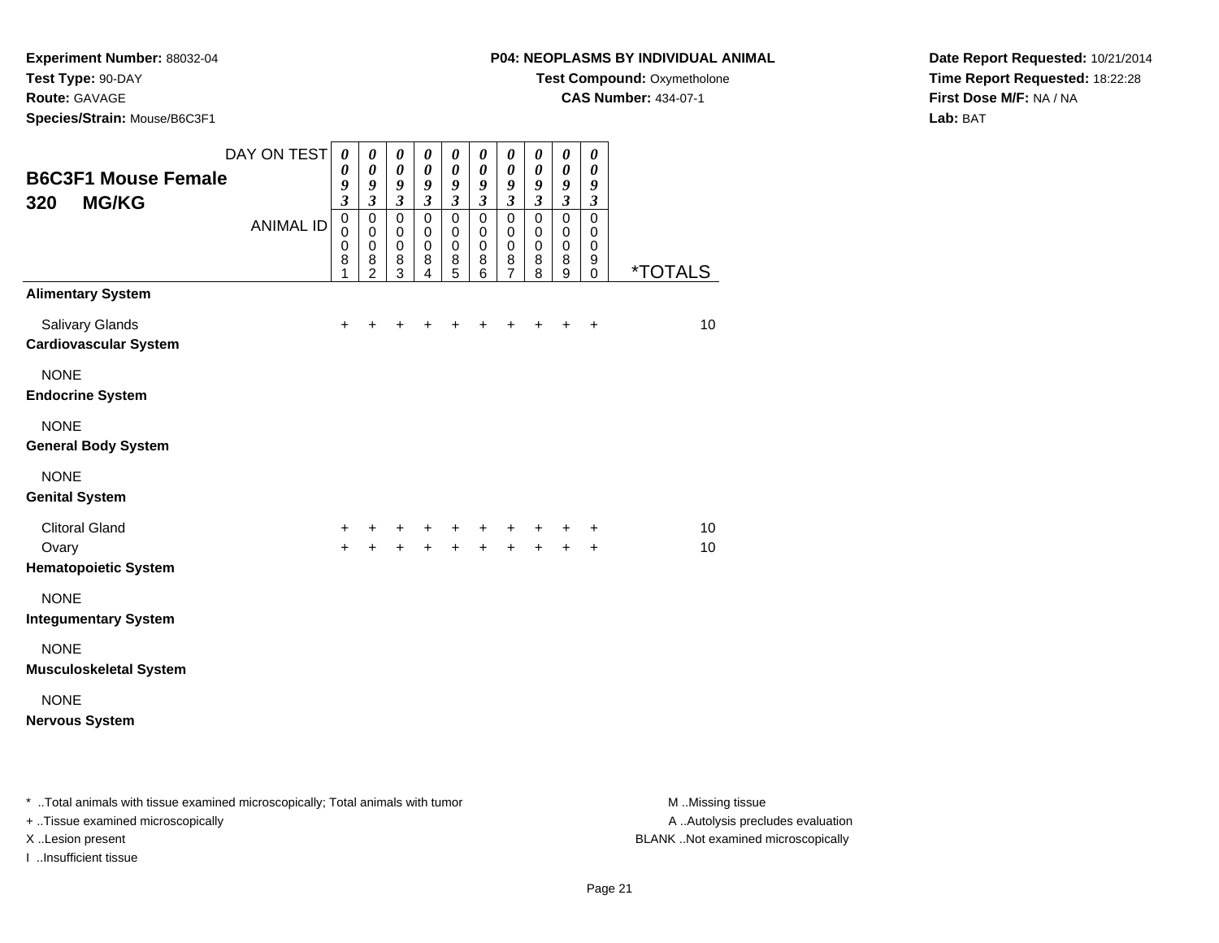**Experiment Number:** 88032-04
**Test Type:** 90-DAY
**Route:** GAVAGE
**Species/Strain:** Mouse/B6C3F1

**P04: NEOPLASMS BY INDIVIDUAL ANIMAL**
**Test Compound:** Oxymetholone
**CAS Number:** 434-07-1

**Date Report Requested:** 10/21/2014
**Time Report Requested:** 18:22:28
**First Dose M/F:** NA / NA
**Lab:** BAT

## B6C3F1 Mouse Female
## 320 MG/KG

| DAY ON TEST | 0093 | 0093 | 0093 | 0093 | 0093 | 0093 | 0093 | 0093 | 0093 | 0093 | |
|---|---|---|---|---|---|---|---|---|---|---|---|
| ANIMAL ID | 00081 | 00082 | 00083 | 00084 | 00085 | 00086 | 00087 | 00088 | 00089 | 00090 | *TOTALS |
| **Alimentary System** | | | | | | | | | | | |
| Salivary Glands | + | + | + | + | + | + | + | + | + | + | 10 |
| **Cardiovascular System** | | | | | | | | | | | |
| NONE | | | | | | | | | | | |
| **Endocrine System** | | | | | | | | | | | |
| NONE | | | | | | | | | | | |
| **General Body System** | | | | | | | | | | | |
| NONE | | | | | | | | | | | |
| **Genital System** | | | | | | | | | | | |
| Clitoral Gland | + | + | + | + | + | + | + | + | + | + | 10 |
| Ovary | + | + | + | + | + | + | + | + | + | + | 10 |
| **Hematopoietic System** | | | | | | | | | | | |
| NONE | | | | | | | | | | | |
| **Integumentary System** | | | | | | | | | | | |
| NONE | | | | | | | | | | | |
| **Musculoskeletal System** | | | | | | | | | | | |
| NONE | | | | | | | | | | | |
| **Nervous System** | | | | | | | | | | | |

* ..Total animals with tissue examined microscopically; Total animals with tumor
+ ..Tissue examined microscopically
X ..Lesion present
I ..Insufficient tissue

M ..Missing tissue
A ..Autolysis precludes evaluation
BLANK ..Not examined microscopically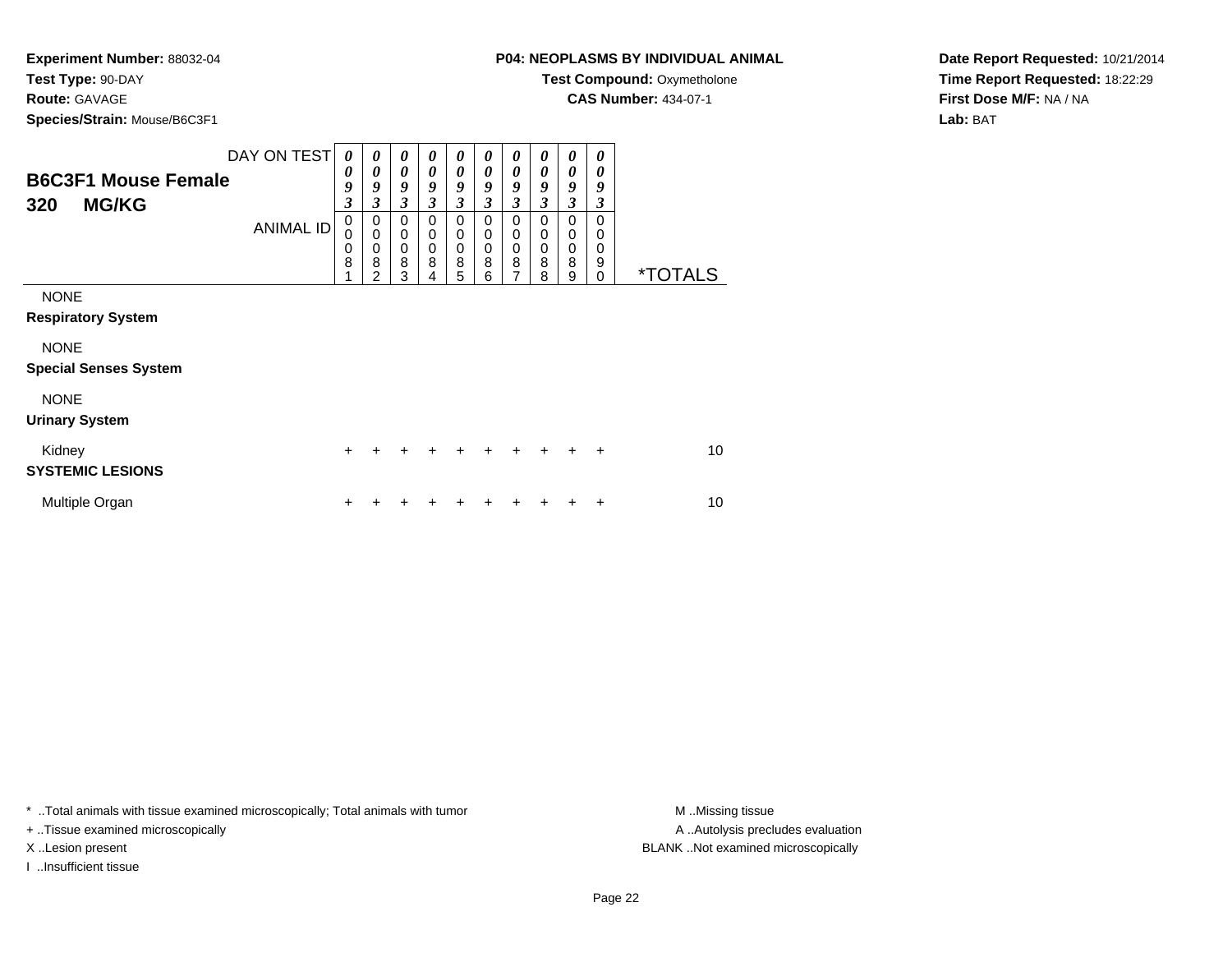**Experiment Number:** 88032-04
**Test Type:** 90-DAY
**Route:** GAVAGE
**Species/Strain:** Mouse/B6C3F1

**P04: NEOPLASMS BY INDIVIDUAL ANIMAL**
**Test Compound:** Oxymetholone
**CAS Number:** 434-07-1

**Date Report Requested:** 10/21/2014
**Time Report Requested:** 18:22:29
**First Dose M/F:** NA / NA
**Lab:** BAT

## B6C3F1 Mouse Female
## 320 MG/KG

| DAY ON TEST | 0093 | 0093 | 0093 | 0093 | 0093 | 0093 | 0093 | 0093 | 0093 | 0093 | |
|---|---|---|---|---|---|---|---|---|---|---|---|
| **ANIMAL ID** | 00081 | 00082 | 00083 | 00084 | 00085 | 00086 | 00087 | 00088 | 00089 | 00090 | ***TOTALS** |
| NONE | | | | | | | | | | | |
| **Respiratory System** | | | | | | | | | | | |
| NONE | | | | | | | | | | | |
| **Special Senses System** | | | | | | | | | | | |
| NONE | | | | | | | | | | | |
| **Urinary System** | | | | | | | | | | | |
| Kidney | + | + | + | + | + | + | + | + | + | + | 10 |
| **SYSTEMIC LESIONS** | | | | | | | | | | | |
| Multiple Organ | + | + | + | + | + | + | + | + | + | + | 10 |

* ..Total animals with tissue examined microscopically; Total animals with tumor
+ ..Tissue examined microscopically
X ..Lesion present
I ..Insufficient tissue

M ..Missing tissue
A ..Autolysis precludes evaluation
BLANK ..Not examined microscopically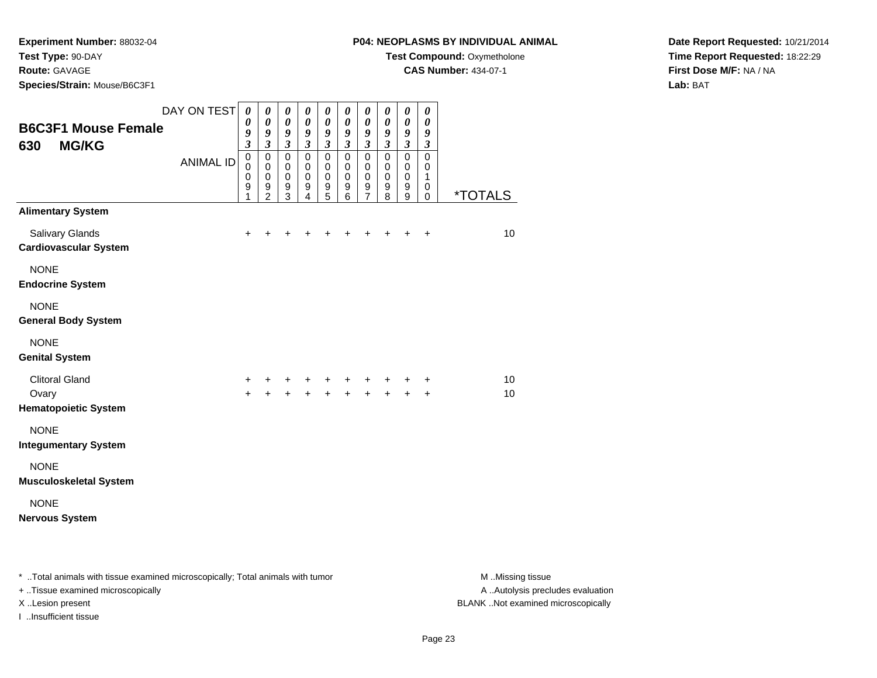**Experiment Number:** 88032-04
**Test Type:** 90-DAY
**Route:** GAVAGE
**Species/Strain:** Mouse/B6C3F1

**P04: NEOPLASMS BY INDIVIDUAL ANIMAL**
**Test Compound:** Oxymetholone
**CAS Number:** 434-07-1

**Date Report Requested:** 10/21/2014
**Time Report Requested:** 18:22:29
**First Dose M/F:** NA / NA
**Lab:** BAT

## B6C3F1 Mouse Female
## 630 MG/KG

| DAY ON TEST | 0093 | 0093 | 0093 | 0093 | 0093 | 0093 | 0093 | 0093 | 0093 | 0093 | |
|---|---|---|---|---|---|---|---|---|---|---|---|
| **ANIMAL ID** | 00091 | 00092 | 00093 | 00094 | 00095 | 00096 | 00097 | 00098 | 00099 | 00100 | ***TOTALS** |
| **Alimentary System** | | | | | | | | | | | |
| Salivary Glands | + | + | + | + | + | + | + | + | + | + | 10 |
| **Cardiovascular System** | | | | | | | | | | | |
| NONE | | | | | | | | | | | |
| **Endocrine System** | | | | | | | | | | | |
| NONE | | | | | | | | | | | |
| **General Body System** | | | | | | | | | | | |
| NONE | | | | | | | | | | | |
| **Genital System** | | | | | | | | | | | |
| Clitoral Gland | + | + | + | + | + | + | + | + | + | + | 10 |
| Ovary | + | + | + | + | + | + | + | + | + | + | 10 |
| **Hematopoietic System** | | | | | | | | | | | |
| NONE | | | | | | | | | | | |
| **Integumentary System** | | | | | | | | | | | |
| NONE | | | | | | | | | | | |
| **Musculoskeletal System** | | | | | | | | | | | |
| NONE | | | | | | | | | | | |
| **Nervous System** | | | | | | | | | | | |

* ..Total animals with tissue examined microscopically; Total animals with tumor
+ ..Tissue examined microscopically
X ..Lesion present
I ..Insufficient tissue

M ..Missing tissue
A ..Autolysis precludes evaluation
BLANK ..Not examined microscopically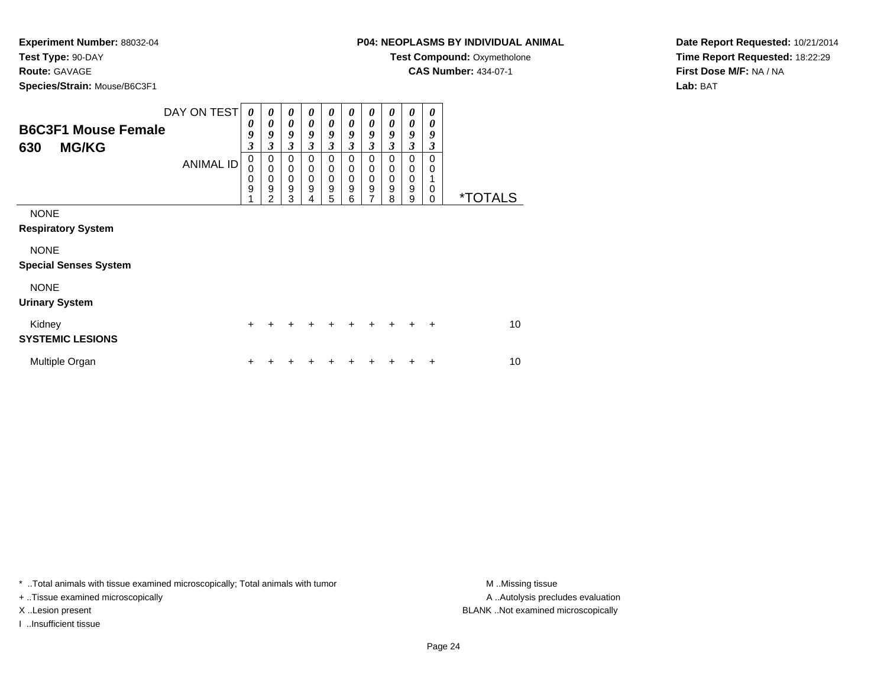**Experiment Number:** 88032-04
**Test Type:** 90-DAY
**Route:** GAVAGE
**Species/Strain:** Mouse/B6C3F1

**P04: NEOPLASMS BY INDIVIDUAL ANIMAL**
**Test Compound:** Oxymetholone
**CAS Number:** 434-07-1

**Date Report Requested:** 10/21/2014
**Time Report Requested:** 18:22:29
**First Dose M/F:** NA / NA
**Lab:** BAT

## B6C3F1 Mouse Female
## 630 MG/KG

| DAY ON TEST | 0093 | 0093 | 0093 | 0093 | 0093 | 0093 | 0093 | 0093 | 0093 | 0093 | |
|---|---|---|---|---|---|---|---|---|---|---|---|
| ANIMAL ID | 00091 | 00092 | 00093 | 00094 | 00095 | 00096 | 00097 | 00098 | 00099 | 00100 | *TOTALS |
| NONE | | | | | | | | | | | |
| **Respiratory System** | | | | | | | | | | | |
| NONE | | | | | | | | | | | |
| **Special Senses System** | | | | | | | | | | | |
| NONE | | | | | | | | | | | |
| **Urinary System** | | | | | | | | | | | |
| Kidney | + | + | + | + | + | + | + | + | + | + | 10 |
| **SYSTEMIC LESIONS** | | | | | | | | | | | |
| Multiple Organ | + | + | + | + | + | + | + | + | + | + | 10 |

* ..Total animals with tissue examined microscopically; Total animals with tumor
+ ..Tissue examined microscopically
X ..Lesion present
I ..Insufficient tissue

M ..Missing tissue
A ..Autolysis precludes evaluation
BLANK ..Not examined microscopically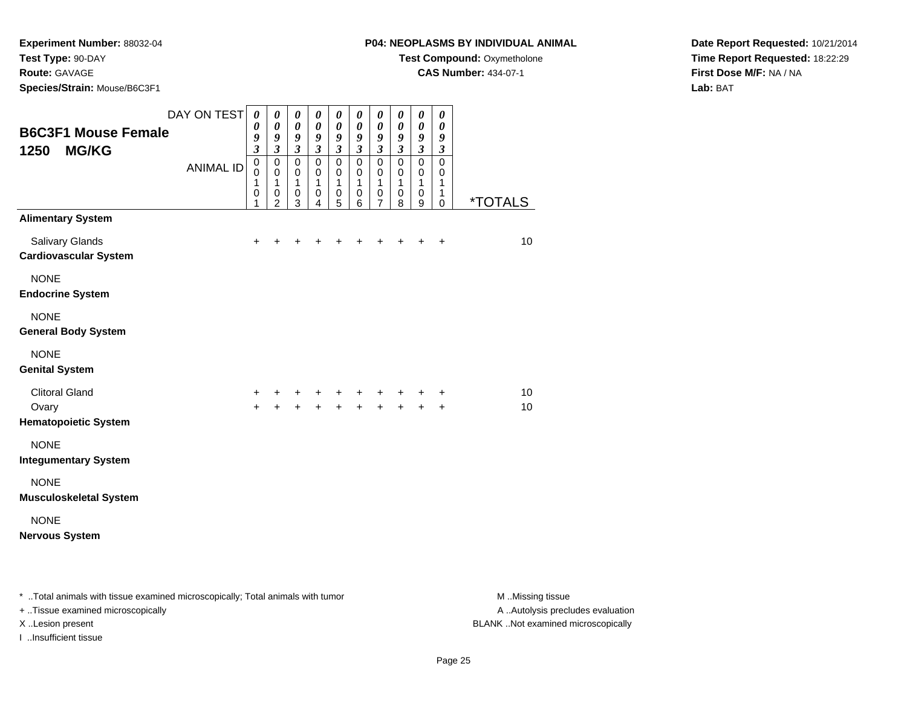**Experiment Number:** 88032-04
**Test Type:** 90-DAY
**Route:** GAVAGE
**Species/Strain:** Mouse/B6C3F1

**P04: NEOPLASMS BY INDIVIDUAL ANIMAL**
**Test Compound:** Oxymetholone
**CAS Number:** 434-07-1

**Date Report Requested:** 10/21/2014
**Time Report Requested:** 18:22:29
**First Dose M/F:** NA / NA
**Lab:** BAT

## B6C3F1 Mouse Female 1250 MG/KG

| DAY ON TEST | 0093 | 0093 | 0093 | 0093 | 0093 | 0093 | 0093 | 0093 | 0093 | 0093 | |
|---|---|---|---|---|---|---|---|---|---|---|---|
| ANIMAL ID | 00101 | 00102 | 00103 | 00104 | 00105 | 00106 | 00107 | 00108 | 00109 | 00110 | *TOTALS |
| **Alimentary System** | | | | | | | | | | | |
| Salivary Glands | + | + | + | + | + | + | + | + | + | + | 10 |
| **Cardiovascular System** | | | | | | | | | | | |
| NONE | | | | | | | | | | | |
| **Endocrine System** | | | | | | | | | | | |
| NONE | | | | | | | | | | | |
| **General Body System** | | | | | | | | | | | |
| NONE | | | | | | | | | | | |
| **Genital System** | | | | | | | | | | | |
| Clitoral Gland | + | + | + | + | + | + | + | + | + | + | 10 |
| Ovary | + | + | + | + | + | + | + | + | + | + | 10 |
| **Hematopoietic System** | | | | | | | | | | | |
| NONE | | | | | | | | | | | |
| **Integumentary System** | | | | | | | | | | | |
| NONE | | | | | | | | | | | |
| **Musculoskeletal System** | | | | | | | | | | | |
| NONE | | | | | | | | | | | |
| **Nervous System** | | | | | | | | | | | |

* ..Total animals with tissue examined microscopically; Total animals with tumor
+ ..Tissue examined microscopically
X ..Lesion present
I ..Insufficient tissue

M ..Missing tissue
A ..Autolysis precludes evaluation
BLANK ..Not examined microscopically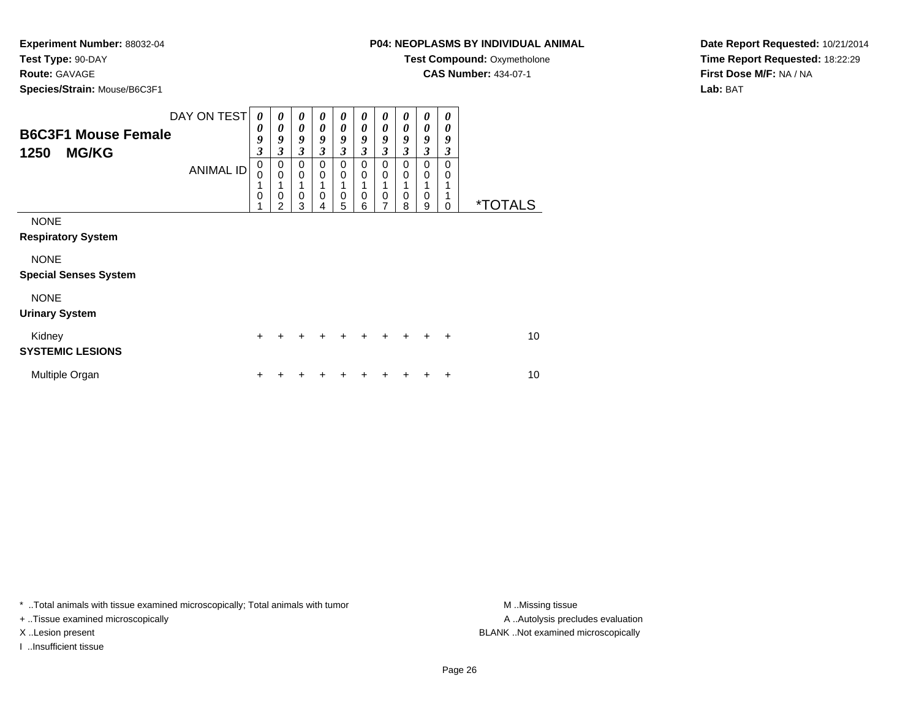**Experiment Number:** 88032-04
**Test Type:** 90-DAY
**Route:** GAVAGE
**Species/Strain:** Mouse/B6C3F1

**P04: NEOPLASMS BY INDIVIDUAL ANIMAL**
**Test Compound:** Oxymetholone
**CAS Number:** 434-07-1

**Date Report Requested:** 10/21/2014
**Time Report Requested:** 18:22:29
**First Dose M/F:** NA / NA
**Lab:** BAT

| B6C3F1 Mouse Female 1250 MG/KG | 0 0 9 3 | 0 0 9 3 | 0 0 9 3 | 0 0 9 3 | 0 0 9 3 | 0 0 9 3 | 0 0 9 3 | 0 0 9 3 | 0 0 9 3 | 0 0 9 3 | |
|---|---|---|---|---|---|---|---|---|---|---|---|
| DAY ON TEST / ANIMAL ID | 0 0 1 0 1 | 0 0 1 0 2 | 0 0 1 0 3 | 0 0 1 0 4 | 0 0 1 0 5 | 0 0 1 0 6 | 0 0 1 0 7 | 0 0 1 0 8 | 0 0 1 0 9 | 0 0 1 1 0 | *TOTALS |
| NONE | | | | | | | | | | | |
| **Respiratory System** | | | | | | | | | | | |
| NONE | | | | | | | | | | | |
| **Special Senses System** | | | | | | | | | | | |
| NONE | | | | | | | | | | | |
| **Urinary System** | | | | | | | | | | | |
| Kidney | + | + | + | + | + | + | + | + | + | + | 10 |
| **SYSTEMIC LESIONS** | | | | | | | | | | | |
| Multiple Organ | + | + | + | + | + | + | + | + | + | + | 10 |

* ..Total animals with tissue examined microscopically; Total animals with tumor
+ ..Tissue examined microscopically
X ..Lesion present
I ..Insufficient tissue

M ..Missing tissue
A ..Autolysis precludes evaluation
BLANK ..Not examined microscopically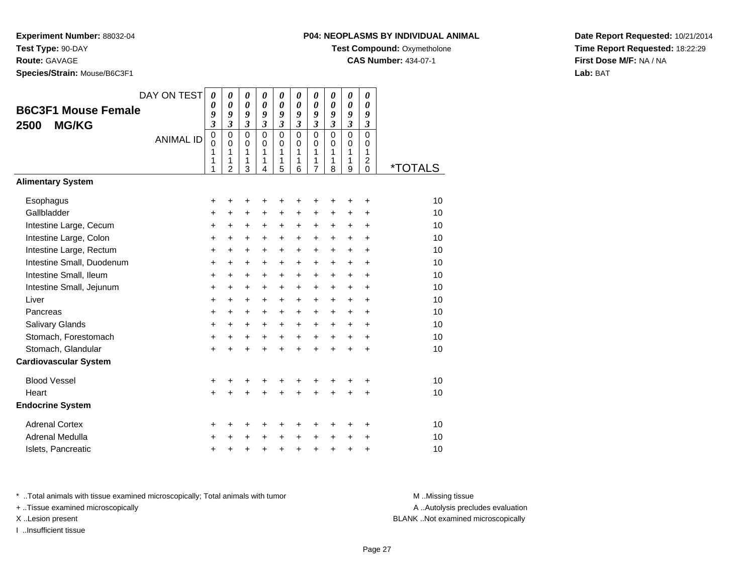**Experiment Number:** 88032-04
**Test Type:** 90-DAY
**Route:** GAVAGE
**Species/Strain:** Mouse/B6C3F1

**P04: NEOPLASMS BY INDIVIDUAL ANIMAL**
**Test Compound:** Oxymetholone
**CAS Number:** 434-07-1

**Date Report Requested:** 10/21/2014
**Time Report Requested:** 18:22:29
**First Dose M/F:** NA / NA
**Lab:** BAT

## B6C3F1 Mouse Female 2500 MG/KG

| DAY ON TEST | 0093 | 0093 | 0093 | 0093 | 0093 | 0093 | 0093 | 0093 | 0093 | 0093 | |
|---|---|---|---|---|---|---|---|---|---|---|---|
| ANIMAL ID | 00111 | 00112 | 00113 | 00114 | 00115 | 00116 | 00117 | 00118 | 00119 | 00120 | *TOTALS |
| **Alimentary System** | | | | | | | | | | | |
| Esophagus | + | + | + | + | + | + | + | + | + | + | 10 |
| Gallbladder | + | + | + | + | + | + | + | + | + | + | 10 |
| Intestine Large, Cecum | + | + | + | + | + | + | + | + | + | + | 10 |
| Intestine Large, Colon | + | + | + | + | + | + | + | + | + | + | 10 |
| Intestine Large, Rectum | + | + | + | + | + | + | + | + | + | + | 10 |
| Intestine Small, Duodenum | + | + | + | + | + | + | + | + | + | + | 10 |
| Intestine Small, Ileum | + | + | + | + | + | + | + | + | + | + | 10 |
| Intestine Small, Jejunum | + | + | + | + | + | + | + | + | + | + | 10 |
| Liver | + | + | + | + | + | + | + | + | + | + | 10 |
| Pancreas | + | + | + | + | + | + | + | + | + | + | 10 |
| Salivary Glands | + | + | + | + | + | + | + | + | + | + | 10 |
| Stomach, Forestomach | + | + | + | + | + | + | + | + | + | + | 10 |
| Stomach, Glandular | + | + | + | + | + | + | + | + | + | + | 10 |
| **Cardiovascular System** | | | | | | | | | | | |
| Blood Vessel | + | + | + | + | + | + | + | + | + | + | 10 |
| Heart | + | + | + | + | + | + | + | + | + | + | 10 |
| **Endocrine System** | | | | | | | | | | | |
| Adrenal Cortex | + | + | + | + | + | + | + | + | + | + | 10 |
| Adrenal Medulla | + | + | + | + | + | + | + | + | + | + | 10 |
| Islets, Pancreatic | + | + | + | + | + | + | + | + | + | + | 10 |

* ..Total animals with tissue examined microscopically; Total animals with tumor
+ ..Tissue examined microscopically
X ..Lesion present
I ..Insufficient tissue

M ..Missing tissue
A ..Autolysis precludes evaluation
BLANK ..Not examined microscopically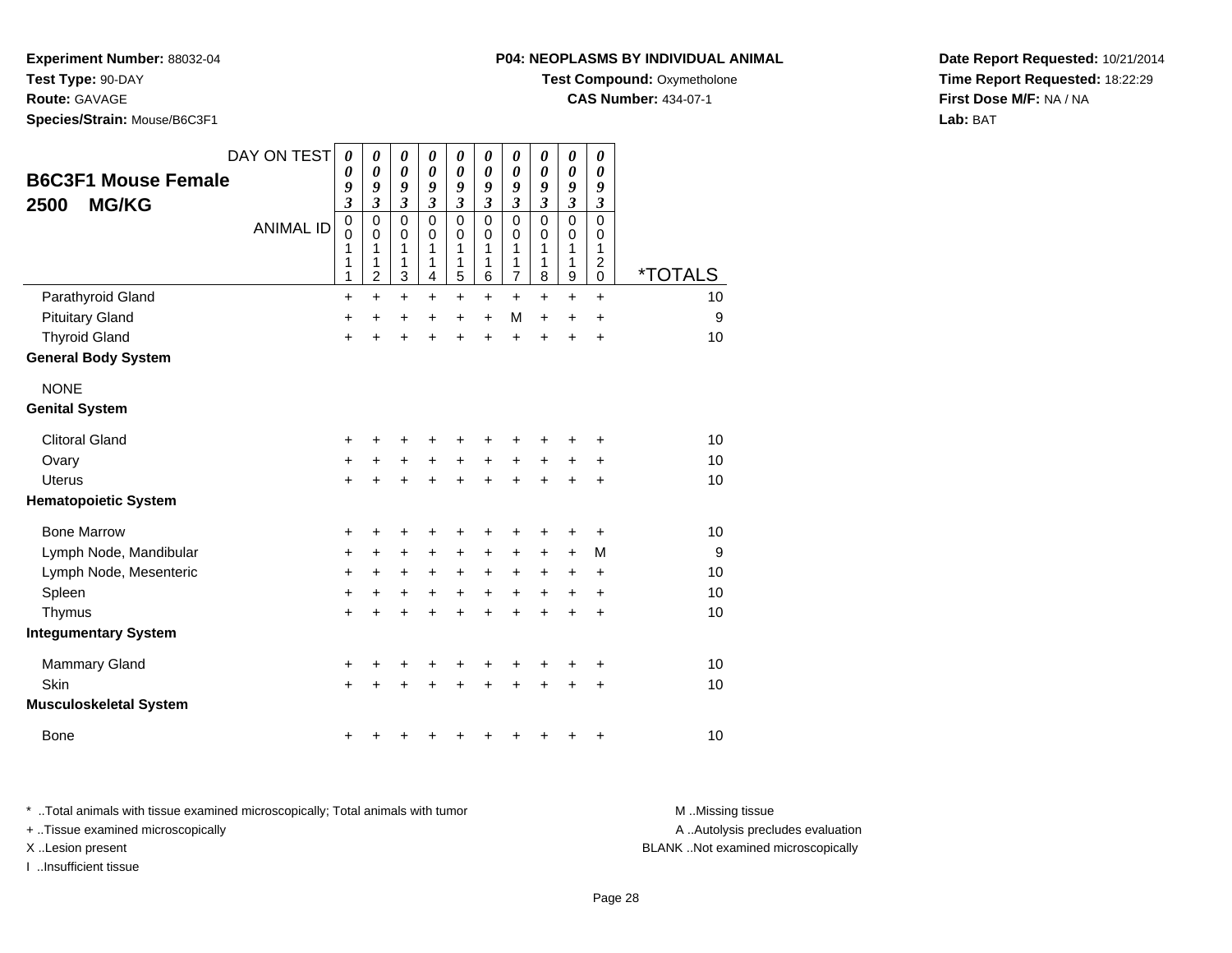**Experiment Number:** 88032-04
**Test Type:** 90-DAY
**Route:** GAVAGE
**Species/Strain:** Mouse/B6C3F1

**P04: NEOPLASMS BY INDIVIDUAL ANIMAL**
**Test Compound:** Oxymetholone
**CAS Number:** 434-07-1

**Date Report Requested:** 10/21/2014
**Time Report Requested:** 18:22:29
**First Dose M/F:** NA / NA
**Lab:** BAT

## B6C3F1 Mouse Female 2500 MG/KG

| DAY ON TEST | 0093 | 0093 | 0093 | 0093 | 0093 | 0093 | 0093 | 0093 | 0093 | 0093 | |
|---|---|---|---|---|---|---|---|---|---|---|---|
| ANIMAL ID | 00111 | 00112 | 00113 | 00114 | 00115 | 00116 | 00117 | 00118 | 00119 | 00120 | *TOTALS |
| Parathyroid Gland | + | + | + | + | + | + | + | + | + | + | 10 |
| Pituitary Gland | + | + | + | + | + | + | M | + | + | + | 9 |
| Thyroid Gland | + | + | + | + | + | + | + | + | + | + | 10 |
| **General Body System** | | | | | | | | | | | |
| NONE | | | | | | | | | | | |
| **Genital System** | | | | | | | | | | | |
| Clitoral Gland | + | + | + | + | + | + | + | + | + | + | 10 |
| Ovary | + | + | + | + | + | + | + | + | + | + | 10 |
| Uterus | + | + | + | + | + | + | + | + | + | + | 10 |
| **Hematopoietic System** | | | | | | | | | | | |
| Bone Marrow | + | + | + | + | + | + | + | + | + | + | 10 |
| Lymph Node, Mandibular | + | + | + | + | + | + | + | + | + | M | 9 |
| Lymph Node, Mesenteric | + | + | + | + | + | + | + | + | + | + | 10 |
| Spleen | + | + | + | + | + | + | + | + | + | + | 10 |
| Thymus | + | + | + | + | + | + | + | + | + | + | 10 |
| **Integumentary System** | | | | | | | | | | | |
| Mammary Gland | + | + | + | + | + | + | + | + | + | + | 10 |
| Skin | + | + | + | + | + | + | + | + | + | + | 10 |
| **Musculoskeletal System** | | | | | | | | | | | |
| Bone | + | + | + | + | + | + | + | + | + | + | 10 |

\* ..Total animals with tissue examined microscopically; Total animals with tumor
\+ ..Tissue examined microscopically
X ..Lesion present
I ..Insufficient tissue

M ..Missing tissue
A ..Autolysis precludes evaluation
BLANK ..Not examined microscopically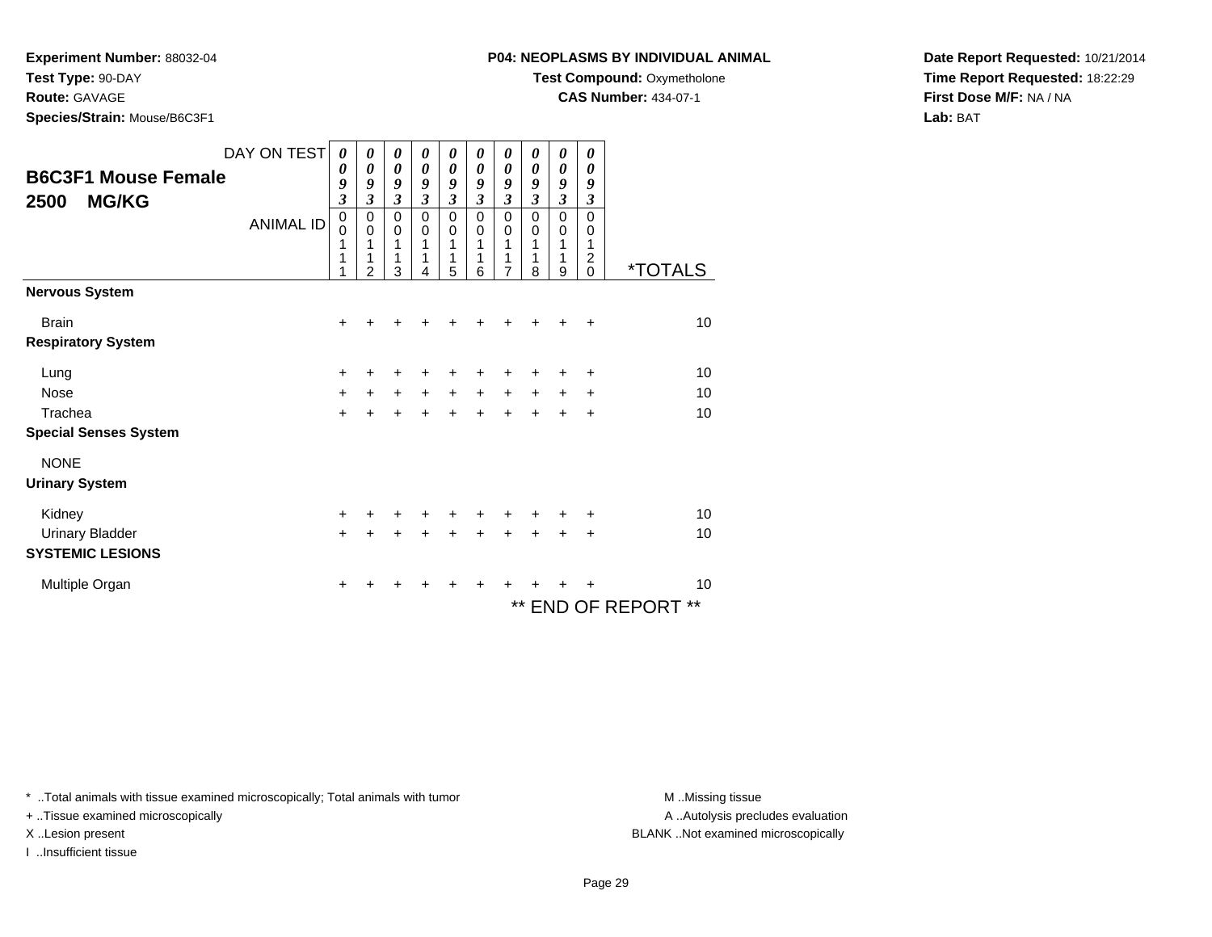**Experiment Number:** 88032-04
**Test Type:** 90-DAY
**Route:** GAVAGE
**Species/Strain:** Mouse/B6C3F1

**P04: NEOPLASMS BY INDIVIDUAL ANIMAL**
**Test Compound:** Oxymetholone
**CAS Number:** 434-07-1

**Date Report Requested:** 10/21/2014
**Time Report Requested:** 18:22:29
**First Dose M/F:** NA / NA
**Lab:** BAT

## B6C3F1 Mouse Female
## 2500 MG/KG

| DAY ON TEST | 0093 | 0093 | 0093 | 0093 | 0093 | 0093 | 0093 | 0093 | 0093 | 0093 | |
|---|---|---|---|---|---|---|---|---|---|---|---|
| **ANIMAL ID** | 00111 | 00112 | 00113 | 00114 | 00115 | 00116 | 00117 | 00118 | 00119 | 00120 | ***TOTALS** |
| **Nervous System** | | | | | | | | | | | |
| Brain | + | + | + | + | + | + | + | + | + | + | 10 |
| **Respiratory System** | | | | | | | | | | | |
| Lung | + | + | + | + | + | + | + | + | + | + | 10 |
| Nose | + | + | + | + | + | + | + | + | + | + | 10 |
| Trachea | + | + | + | + | + | + | + | + | + | + | 10 |
| **Special Senses System** | | | | | | | | | | | |
| NONE | | | | | | | | | | | |
| **Urinary System** | | | | | | | | | | | |
| Kidney | + | + | + | + | + | + | + | + | + | + | 10 |
| Urinary Bladder | + | + | + | + | + | + | + | + | + | + | 10 |
| **SYSTEMIC LESIONS** | | | | | | | | | | | |
| Multiple Organ | + | + | + | + | + | + | + | + | + | + | 10 |

** END OF REPORT **

* ..Total animals with tissue examined microscopically; Total animals with tumor
+ ..Tissue examined microscopically
X ..Lesion present
I ..Insufficient tissue

M ..Missing tissue
A ..Autolysis precludes evaluation
BLANK ..Not examined microscopically